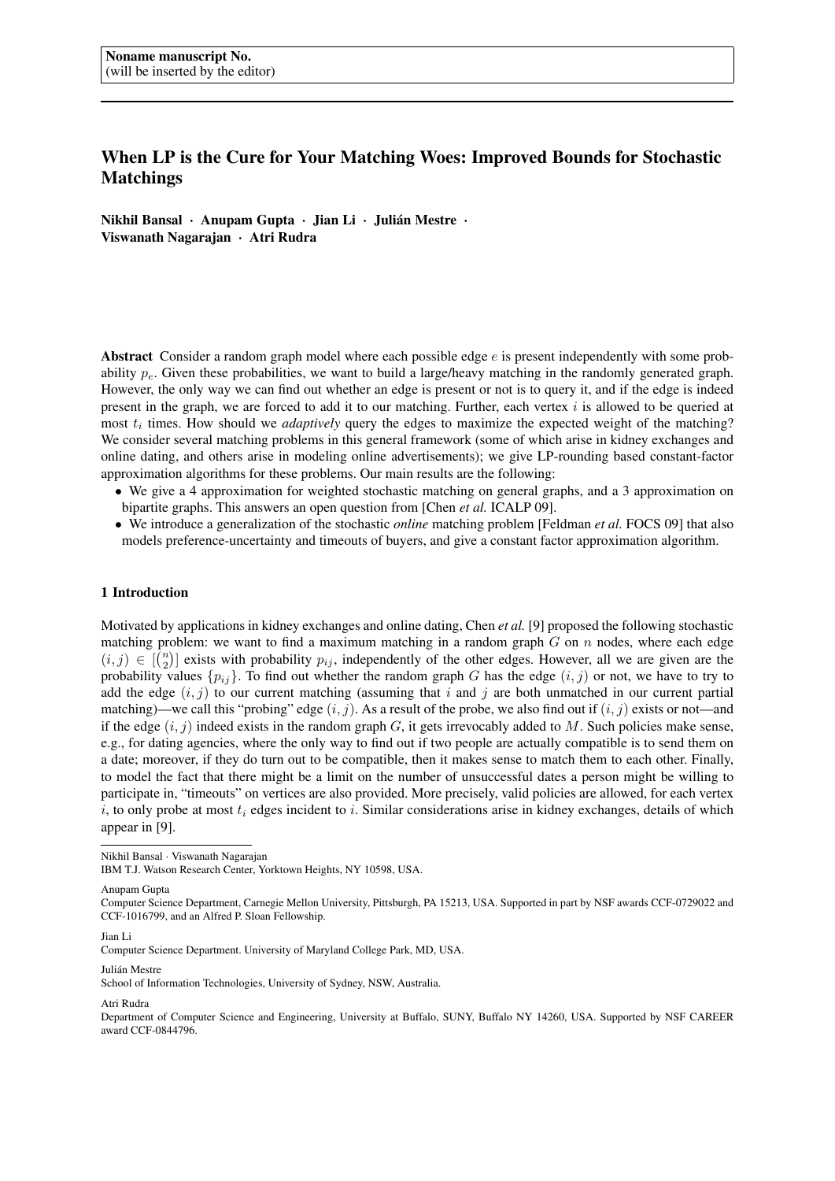Noname manuscript No.
(will be inserted by the editor)

# When LP is the Cure for Your Matching Woes: Improved Bounds for Stochastic Matchings

**Nikhil Bansal · Anupam Gupta · Jian Li · Julián Mestre · Viswanath Nagarajan · Atri Rudra**

**Abstract** Consider a random graph model where each possible edge $e$ is present independently with some probability $p_e$. Given these probabilities, we want to build a large/heavy matching in the randomly generated graph. However, the only way we can find out whether an edge is present or not is to query it, and if the edge is indeed present in the graph, we are forced to add it to our matching. Further, each vertex $i$ is allowed to be queried at most $t_i$ times. How should we *adaptively* query the edges to maximize the expected weight of the matching? We consider several matching problems in this general framework (some of which arise in kidney exchanges and online dating, and others arise in modeling online advertisements); we give LP-rounding based constant-factor approximation algorithms for these problems. Our main results are the following:

- We give a 4 approximation for weighted stochastic matching on general graphs, and a 3 approximation on bipartite graphs. This answers an open question from [Chen *et al.* ICALP 09].
- We introduce a generalization of the stochastic *online* matching problem [Feldman *et al.* FOCS 09] that also models preference-uncertainty and timeouts of buyers, and give a constant factor approximation algorithm.

## 1 Introduction

Motivated by applications in kidney exchanges and online dating, Chen *et al.* [9] proposed the following stochastic matching problem: we want to find a maximum matching in a random graph $G$ on $n$ nodes, where each edge $(i, j) \in [\binom{n}{2}]$ exists with probability $p_{ij}$, independently of the other edges. However, all we are given are the probability values $\{p_{ij}\}$. To find out whether the random graph $G$ has the edge $(i, j)$ or not, we have to try to add the edge $(i, j)$ to our current matching (assuming that $i$ and $j$ are both unmatched in our current partial matching)—we call this "probing" edge $(i, j)$. As a result of the probe, we also find out if $(i, j)$ exists or not—and if the edge $(i, j)$ indeed exists in the random graph $G$, it gets irrevocably added to $M$. Such policies make sense, e.g., for dating agencies, where the only way to find out if two people are actually compatible is to send them on a date; moreover, if they do turn out to be compatible, then it makes sense to match them to each other. Finally, to model the fact that there might be a limit on the number of unsuccessful dates a person might be willing to participate in, "timeouts" on vertices are also provided. More precisely, valid policies are allowed, for each vertex $i$, to only probe at most $t_i$ edges incident to $i$. Similar considerations arise in kidney exchanges, details of which appear in [9].

---

Nikhil Bansal · Viswanath Nagarajan
IBM T.J. Watson Research Center, Yorktown Heights, NY 10598, USA.

Anupam Gupta
Computer Science Department, Carnegie Mellon University, Pittsburgh, PA 15213, USA. Supported in part by NSF awards CCF-0729022 and CCF-1016799, and an Alfred P. Sloan Fellowship.

Jian Li
Computer Science Department. University of Maryland College Park, MD, USA.

Julián Mestre
School of Information Technologies, University of Sydney, NSW, Australia.

Atri Rudra
Department of Computer Science and Engineering, University at Buffalo, SUNY, Buffalo NY 14260, USA. Supported by NSF CAREER award CCF-0844796.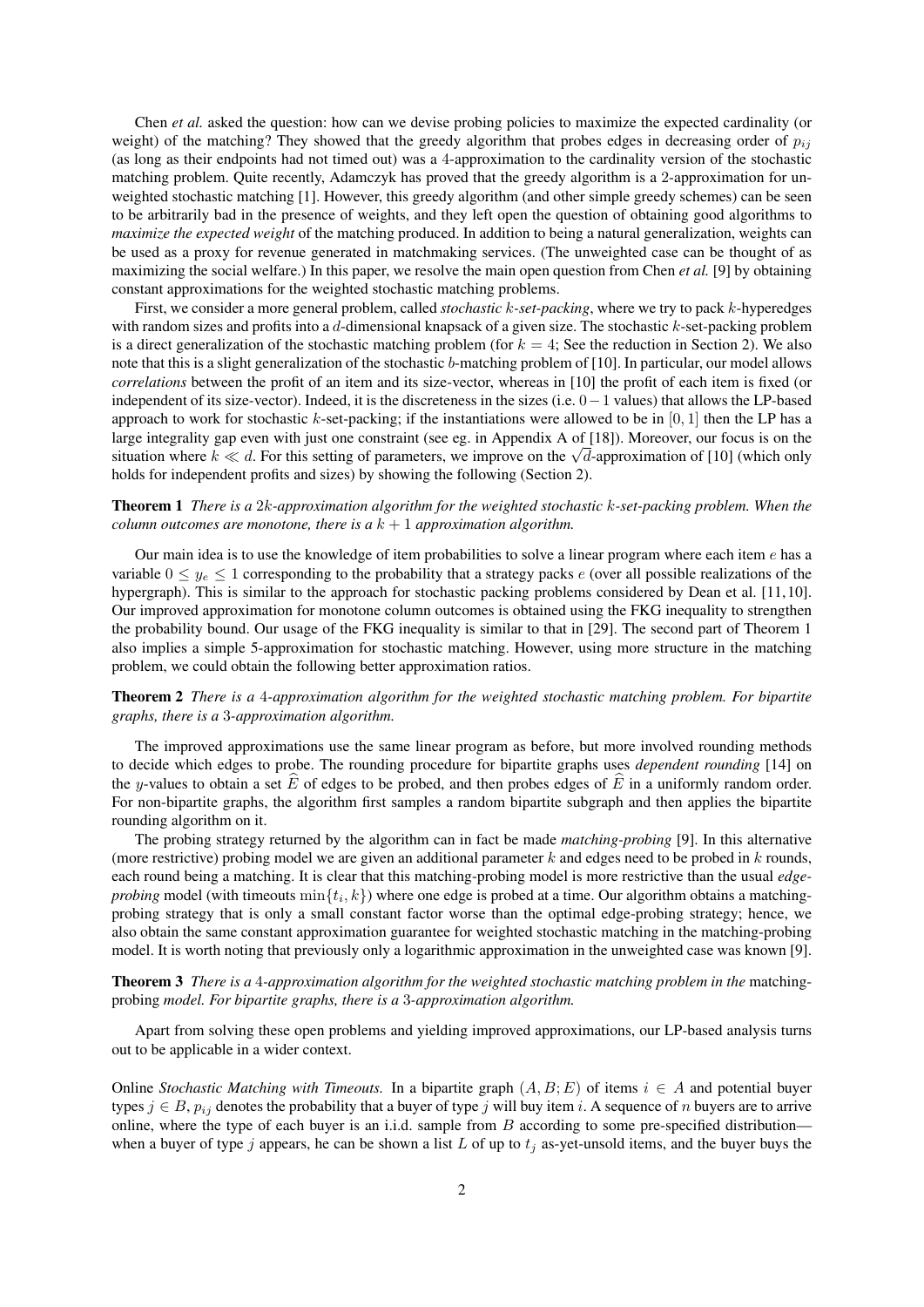Chen *et al.* asked the question: how can we devise probing policies to maximize the expected cardinality (or weight) of the matching? They showed that the greedy algorithm that probes edges in decreasing order of $p_{ij}$ (as long as their endpoints had not timed out) was a 4-approximation to the cardinality version of the stochastic matching problem. Quite recently, Adamczyk has proved that the greedy algorithm is a 2-approximation for unweighted stochastic matching [1]. However, this greedy algorithm (and other simple greedy schemes) can be seen to be arbitrarily bad in the presence of weights, and they left open the question of obtaining good algorithms to *maximize the expected weight* of the matching produced. In addition to being a natural generalization, weights can be used as a proxy for revenue generated in matchmaking services. (The unweighted case can be thought of as maximizing the social welfare.) In this paper, we resolve the main open question from Chen *et al.* [9] by obtaining constant approximations for the weighted stochastic matching problems.

First, we consider a more general problem, called *stochastic $k$-set-packing*, where we try to pack $k$-hyperedges with random sizes and profits into a $d$-dimensional knapsack of a given size. The stochastic $k$-set-packing problem is a direct generalization of the stochastic matching problem (for $k = 4$; See the reduction in Section 2). We also note that this is a slight generalization of the stochastic $b$-matching problem of [10]. In particular, our model allows *correlations* between the profit of an item and its size-vector, whereas in [10] the profit of each item is fixed (or independent of its size-vector). Indeed, it is the discreteness in the sizes (i.e. $0-1$ values) that allows the LP-based approach to work for stochastic $k$-set-packing; if the instantiations were allowed to be in $[0, 1]$ then the LP has a large integrality gap even with just one constraint (see eg. in Appendix A of [18]). Moreover, our focus is on the situation where $k \ll d$. For this setting of parameters, we improve on the $\sqrt{d}$-approximation of [10] (which only holds for independent profits and sizes) by showing the following (Section 2).

**Theorem 1** *There is a $2k$-approximation algorithm for the weighted stochastic $k$-set-packing problem. When the column outcomes are monotone, there is a $k + 1$ approximation algorithm.*

Our main idea is to use the knowledge of item probabilities to solve a linear program where each item $e$ has a variable $0 \le y_e \le 1$ corresponding to the probability that a strategy packs $e$ (over all possible realizations of the hypergraph). This is similar to the approach for stochastic packing problems considered by Dean et al. [11, 10]. Our improved approximation for monotone column outcomes is obtained using the FKG inequality to strengthen the probability bound. Our usage of the FKG inequality is similar to that in [29]. The second part of Theorem 1 also implies a simple 5-approximation for stochastic matching. However, using more structure in the matching problem, we could obtain the following better approximation ratios.

**Theorem 2** *There is a 4-approximation algorithm for the weighted stochastic matching problem. For bipartite graphs, there is a 3-approximation algorithm.*

The improved approximations use the same linear program as before, but more involved rounding methods to decide which edges to probe. The rounding procedure for bipartite graphs uses *dependent rounding* [14] on the $y$-values to obtain a set $\widehat{E}$ of edges to be probed, and then probes edges of $\widehat{E}$ in a uniformly random order. For non-bipartite graphs, the algorithm first samples a random bipartite subgraph and then applies the bipartite rounding algorithm on it.

The probing strategy returned by the algorithm can in fact be made *matching-probing* [9]. In this alternative (more restrictive) probing model we are given an additional parameter $k$ and edges need to be probed in $k$ rounds, each round being a matching. It is clear that this matching-probing model is more restrictive than the usual *edge-probing* model (with timeouts $\min\{t_i, k\}$) where one edge is probed at a time. Our algorithm obtains a matching-probing strategy that is only a small constant factor worse than the optimal edge-probing strategy; hence, we also obtain the same constant approximation guarantee for weighted stochastic matching in the matching-probing model. It is worth noting that previously only a logarithmic approximation in the unweighted case was known [9].

**Theorem 3** *There is a 4-approximation algorithm for the weighted stochastic matching problem in the* matching-probing *model. For bipartite graphs, there is a 3-approximation algorithm.*

Apart from solving these open problems and yielding improved approximations, our LP-based analysis turns out to be applicable in a wider context.

Online *Stochastic Matching with Timeouts.* In a bipartite graph $(A, B; E)$ of items $i \in A$ and potential buyer types $j \in B$, $p_{ij}$ denotes the probability that a buyer of type $j$ will buy item $i$. A sequence of $n$ buyers are to arrive online, where the type of each buyer is an i.i.d. sample from $B$ according to some pre-specified distribution— when a buyer of type $j$ appears, he can be shown a list $L$ of up to $t_j$ as-yet-unsold items, and the buyer buys the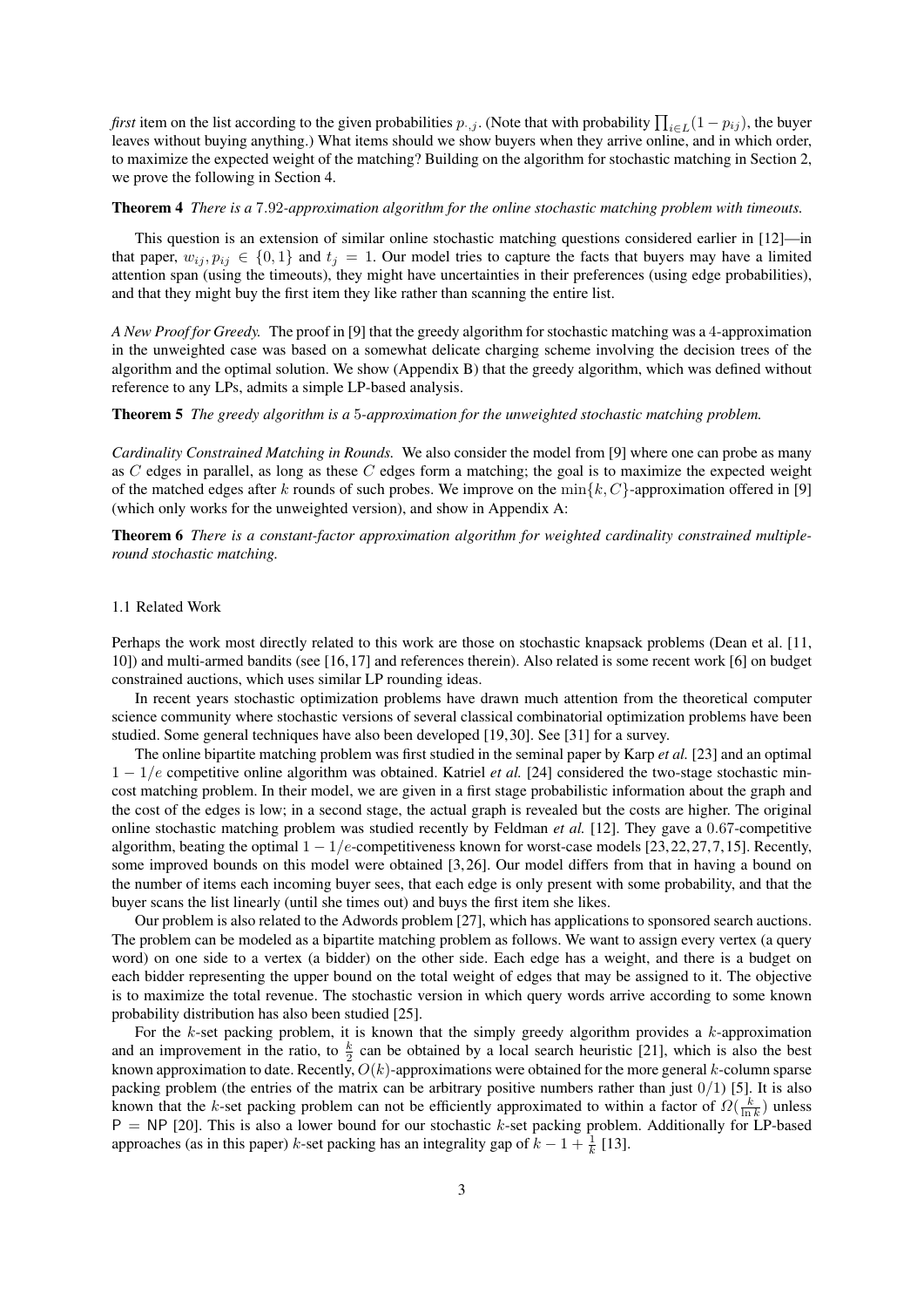*first* item on the list according to the given probabilities $p_{\cdot,j}$. (Note that with probability $\prod_{i \in L}(1-p_{ij})$, the buyer leaves without buying anything.) What items should we show buyers when they arrive online, and in which order, to maximize the expected weight of the matching? Building on the algorithm for stochastic matching in Section 2, we prove the following in Section 4.

**Theorem 4** *There is a 7.92-approximation algorithm for the online stochastic matching problem with timeouts.*

This question is an extension of similar online stochastic matching questions considered earlier in [12]—in that paper, $w_{ij}, p_{ij} \in \{0, 1\}$ and $t_j = 1$. Our model tries to capture the facts that buyers may have a limited attention span (using the timeouts), they might have uncertainties in their preferences (using edge probabilities), and that they might buy the first item they like rather than scanning the entire list.

*A New Proof for Greedy.* The proof in [9] that the greedy algorithm for stochastic matching was a 4-approximation in the unweighted case was based on a somewhat delicate charging scheme involving the decision trees of the algorithm and the optimal solution. We show (Appendix B) that the greedy algorithm, which was defined without reference to any LPs, admits a simple LP-based analysis.

**Theorem 5** *The greedy algorithm is a 5-approximation for the unweighted stochastic matching problem.*

*Cardinality Constrained Matching in Rounds.* We also consider the model from [9] where one can probe as many as $C$ edges in parallel, as long as these $C$ edges form a matching; the goal is to maximize the expected weight of the matched edges after $k$ rounds of such probes. We improve on the $\min\{k, C\}$-approximation offered in [9] (which only works for the unweighted version), and show in Appendix A:

**Theorem 6** *There is a constant-factor approximation algorithm for weighted cardinality constrained multiple-round stochastic matching.*

### 1.1 Related Work

Perhaps the work most directly related to this work are those on stochastic knapsack problems (Dean et al. [11, 10]) and multi-armed bandits (see [16,17] and references therein). Also related is some recent work [6] on budget constrained auctions, which uses similar LP rounding ideas.

In recent years stochastic optimization problems have drawn much attention from the theoretical computer science community where stochastic versions of several classical combinatorial optimization problems have been studied. Some general techniques have also been developed [19,30]. See [31] for a survey.

The online bipartite matching problem was first studied in the seminal paper by Karp *et al.* [23] and an optimal $1 - 1/e$ competitive online algorithm was obtained. Katriel *et al.* [24] considered the two-stage stochastic min-cost matching problem. In their model, we are given in a first stage probabilistic information about the graph and the cost of the edges is low; in a second stage, the actual graph is revealed but the costs are higher. The original online stochastic matching problem was studied recently by Feldman *et al.* [12]. They gave a 0.67-competitive algorithm, beating the optimal $1 - 1/e$-competitiveness known for worst-case models [23,22,27,7,15]. Recently, some improved bounds on this model were obtained [3,26]. Our model differs from that in having a bound on the number of items each incoming buyer sees, that each edge is only present with some probability, and that the buyer scans the list linearly (until she times out) and buys the first item she likes.

Our problem is also related to the Adwords problem [27], which has applications to sponsored search auctions. The problem can be modeled as a bipartite matching problem as follows. We want to assign every vertex (a query word) on one side to a vertex (a bidder) on the other side. Each edge has a weight, and there is a budget on each bidder representing the upper bound on the total weight of edges that may be assigned to it. The objective is to maximize the total revenue. The stochastic version in which query words arrive according to some known probability distribution has also been studied [25].

For the $k$-set packing problem, it is known that the simply greedy algorithm provides a $k$-approximation and an improvement in the ratio, to $\frac{k}{2}$ can be obtained by a local search heuristic [21], which is also the best known approximation to date. Recently, $O(k)$-approximations were obtained for the more general $k$-column sparse packing problem (the entries of the matrix can be arbitrary positive numbers rather than just 0/1) [5]. It is also known that the $k$-set packing problem can not be efficiently approximated to within a factor of $\Omega(\frac{k}{\ln k})$ unless $\mathsf{P} = \mathsf{NP}$ [20]. This is also a lower bound for our stochastic $k$-set packing problem. Additionally for LP-based approaches (as in this paper) $k$-set packing has an integrality gap of $k - 1 + \frac{1}{k}$ [13].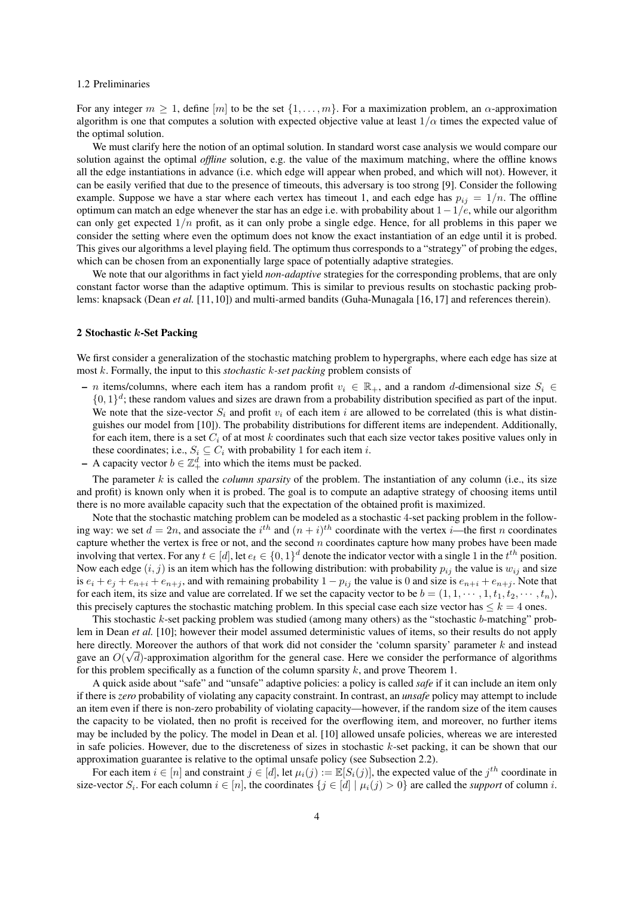### 1.2 Preliminaries

For any integer $m \geq 1$, define $[m]$ to be the set $\{1, \ldots, m\}$. For a maximization problem, an $\alpha$-approximation algorithm is one that computes a solution with expected objective value at least $1/\alpha$ times the expected value of the optimal solution.

We must clarify here the notion of an optimal solution. In standard worst case analysis we would compare our solution against the optimal *offline* solution, e.g. the value of the maximum matching, where the offline knows all the edge instantiations in advance (i.e. which edge will appear when probed, and which will not). However, it can be easily verified that due to the presence of timeouts, this adversary is too strong [9]. Consider the following example. Suppose we have a star where each vertex has timeout 1, and each edge has $p_{ij} = 1/n$. The offline optimum can match an edge whenever the star has an edge i.e. with probability about $1 - 1/e$, while our algorithm can only get expected $1/n$ profit, as it can only probe a single edge. Hence, for all problems in this paper we consider the setting where even the optimum does not know the exact instantiation of an edge until it is probed. This gives our algorithms a level playing field. The optimum thus corresponds to a "strategy" of probing the edges, which can be chosen from an exponentially large space of potentially adaptive strategies.

We note that our algorithms in fact yield *non-adaptive* strategies for the corresponding problems, that are only constant factor worse than the adaptive optimum. This is similar to previous results on stochastic packing problems: knapsack (Dean *et al.* [11,10]) and multi-armed bandits (Guha-Munagala [16,17] and references therein).

## 2 Stochastic $k$-Set Packing

We first consider a generalization of the stochastic matching problem to hypergraphs, where each edge has size at most $k$. Formally, the input to this *stochastic $k$-set packing* problem consists of

- $n$ items/columns, where each item has a random profit $v_i \in \mathbb{R}_+$, and a random $d$-dimensional size $S_i \in \{0,1\}^d$; these random values and sizes are drawn from a probability distribution specified as part of the input. We note that the size-vector $S_i$ and profit $v_i$ of each item $i$ are allowed to be correlated (this is what distinguishes our model from [10]). The probability distributions for different items are independent. Additionally, for each item, there is a set $C_i$ of at most $k$ coordinates such that each size vector takes positive values only in these coordinates; i.e., $S_i \subseteq C_i$ with probability 1 for each item $i$.
- A capacity vector $b \in \mathbb{Z}_+^d$ into which the items must be packed.

The parameter $k$ is called the *column sparsity* of the problem. The instantiation of any column (i.e., its size and profit) is known only when it is probed. The goal is to compute an adaptive strategy of choosing items until there is no more available capacity such that the expectation of the obtained profit is maximized.

Note that the stochastic matching problem can be modeled as a stochastic 4-set packing problem in the following way: we set $d = 2n$, and associate the $i^{th}$ and $(n+i)^{th}$ coordinate with the vertex $i$—the first $n$ coordinates capture whether the vertex is free or not, and the second $n$ coordinates capture how many probes have been made involving that vertex. For any $t \in [d]$, let $e_t \in \{0,1\}^d$ denote the indicator vector with a single 1 in the $t^{th}$ position. Now each edge $(i,j)$ is an item which has the following distribution: with probability $p_{ij}$ the value is $w_{ij}$ and size is $e_i + e_j + e_{n+i} + e_{n+j}$, and with remaining probability $1 - p_{ij}$ the value is 0 and size is $e_{n+i} + e_{n+j}$. Note that for each item, its size and value are correlated. If we set the capacity vector to be $b = (1, 1, \cdots, 1, t_1, t_2, \cdots, t_n)$, this precisely captures the stochastic matching problem. In this special case each size vector has $\leq k = 4$ ones.

This stochastic $k$-set packing problem was studied (among many others) as the "stochastic $b$-matching" problem in Dean *et al.* [10]; however their model assumed deterministic values of items, so their results do not apply here directly. Moreover the authors of that work did not consider the 'column sparsity' parameter $k$ and instead gave an $O(\sqrt{d})$-approximation algorithm for the general case. Here we consider the performance of algorithms for this problem specifically as a function of the column sparsity $k$, and prove Theorem 1.

A quick aside about "safe" and "unsafe" adaptive policies: a policy is called *safe* if it can include an item only if there is *zero* probability of violating any capacity constraint. In contrast, an *unsafe* policy may attempt to include an item even if there is non-zero probability of violating capacity—however, if the random size of the item causes the capacity to be violated, then no profit is received for the overflowing item, and moreover, no further items may be included by the policy. The model in Dean et al. [10] allowed unsafe policies, whereas we are interested in safe policies. However, due to the discreteness of sizes in stochastic $k$-set packing, it can be shown that our approximation guarantee is relative to the optimal unsafe policy (see Subsection 2.2).

For each item $i \in [n]$ and constraint $j \in [d]$, let $\mu_i(j) := \mathbb{E}[S_i(j)]$, the expected value of the $j^{th}$ coordinate in size-vector $S_i$. For each column $i \in [n]$, the coordinates $\{j \in [d] \mid \mu_i(j) > 0\}$ are called the *support* of column $i$.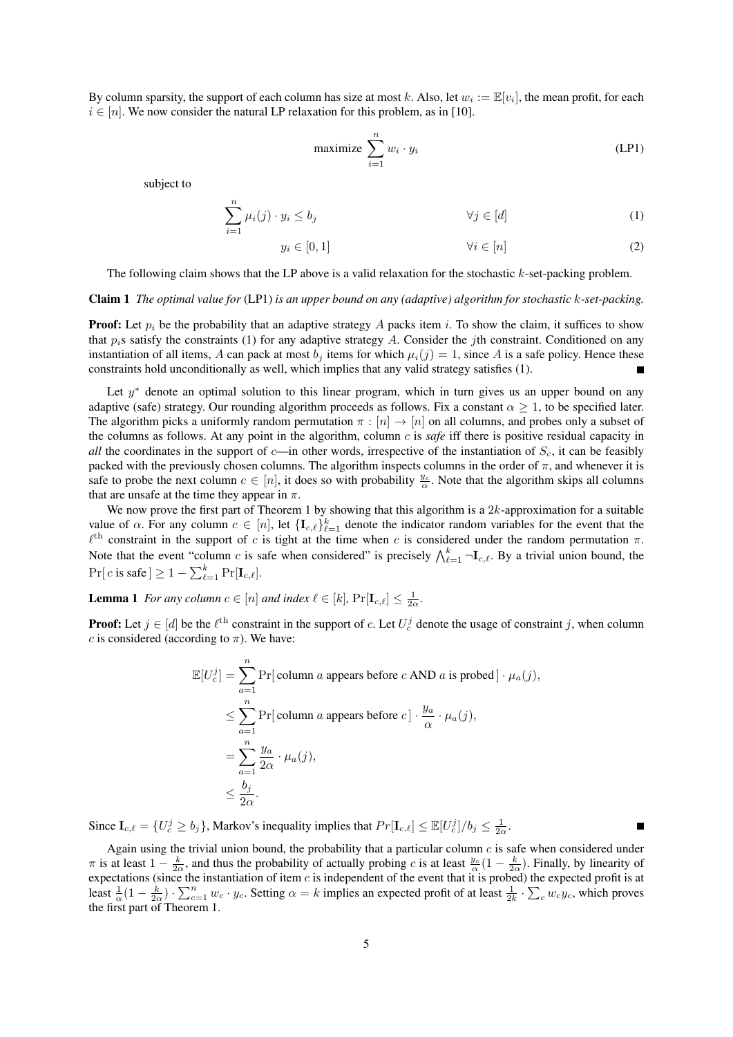By column sparsity, the support of each column has size at most $k$. Also, let $w_i := \mathbb{E}[v_i]$, the mean profit, for each $i \in [n]$. We now consider the natural LP relaxation for this problem, as in [10].

$$\text{maximize } \sum_{i=1}^{n} w_i \cdot y_i \tag{LP1}$$

subject to

$$\sum_{i=1}^{n} \mu_i(j) \cdot y_i \leq b_j \qquad \forall j \in [d] \tag{1}$$

$$y_i \in [0, 1] \qquad \forall i \in [n] \tag{2}$$

The following claim shows that the LP above is a valid relaxation for the stochastic $k$-set-packing problem.

**Claim 1** *The optimal value for* (LP1) *is an upper bound on any (adaptive) algorithm for stochastic $k$-set-packing.*

**Proof:** Let $p_i$ be the probability that an adaptive strategy $A$ packs item $i$. To show the claim, it suffices to show that $p_i$s satisfy the constraints (1) for any adaptive strategy $A$. Consider the $j$th constraint. Conditioned on any instantiation of all items, $A$ can pack at most $b_j$ items for which $\mu_i(j) = 1$, since $A$ is a safe policy. Hence these constraints hold unconditionally as well, which implies that any valid strategy satisfies (1). ∎

Let $y^*$ denote an optimal solution to this linear program, which in turn gives us an upper bound on any adaptive (safe) strategy. Our rounding algorithm proceeds as follows. Fix a constant $\alpha \geq 1$, to be specified later. The algorithm picks a uniformly random permutation $\pi : [n] \to [n]$ on all columns, and probes only a subset of the columns as follows. At any point in the algorithm, column $c$ is *safe* iff there is positive residual capacity in *all* the coordinates in the support of $c$—in other words, irrespective of the instantiation of $S_c$, it can be feasibly packed with the previously chosen columns. The algorithm inspects columns in the order of $\pi$, and whenever it is safe to probe the next column $c \in [n]$, it does so with probability $\frac{y_c}{\alpha}$. Note that the algorithm skips all columns that are unsafe at the time they appear in $\pi$.

We now prove the first part of Theorem 1 by showing that this algorithm is a $2k$-approximation for a suitable value of $\alpha$. For any column $c \in [n]$, let $\{\mathbf{I}_{c,\ell}\}_{\ell=1}^{k}$ denote the indicator random variables for the event that the $\ell^{\text{th}}$ constraint in the support of $c$ is tight at the time when $c$ is considered under the random permutation $\pi$. Note that the event "column $c$ is safe when considered" is precisely $\bigwedge_{\ell=1}^{k} \neg \mathbf{I}_{c,\ell}$. By a trivial union bound, the $\Pr[\, c \text{ is safe}\,] \geq 1 - \sum_{\ell=1}^{k} \Pr[\mathbf{I}_{c,\ell}]$.

**Lemma 1** *For any column $c \in [n]$ and index $\ell \in [k]$, $\Pr[\mathbf{I}_{c,\ell}] \leq \frac{1}{2\alpha}$.*

**Proof:** Let $j \in [d]$ be the $\ell^{\text{th}}$ constraint in the support of $c$. Let $U_c^j$ denote the usage of constraint $j$, when column $c$ is considered (according to $\pi$). We have:

$$\begin{aligned}
\mathbb{E}[U_c^j] &= \sum_{a=1}^{n} \Pr[\,\text{column } a \text{ appears before } c \text{ AND } a \text{ is probed}\,] \cdot \mu_a(j), \\
&\leq \sum_{a=1}^{n} \Pr[\,\text{column } a \text{ appears before } c\,] \cdot \frac{y_a}{\alpha} \cdot \mu_a(j), \\
&= \sum_{a=1}^{n} \frac{y_a}{2\alpha} \cdot \mu_a(j), \\
&\leq \frac{b_j}{2\alpha}.
\end{aligned}$$

Since $\mathbf{I}_{c,\ell} = \{U_c^j \geq b_j\}$, Markov's inequality implies that $Pr[\mathbf{I}_{c,\ell}] \leq \mathbb{E}[U_c^j]/b_j \leq \frac{1}{2\alpha}$. ∎

Again using the trivial union bound, the probability that a particular column $c$ is safe when considered under $\pi$ is at least $1 - \frac{k}{2\alpha}$, and thus the probability of actually probing $c$ is at least $\frac{y_c}{\alpha}(1 - \frac{k}{2\alpha})$. Finally, by linearity of expectations (since the instantiation of item $c$ is independent of the event that it is probed) the expected profit is at least $\frac{1}{\alpha}(1 - \frac{k}{2\alpha}) \cdot \sum_{c=1}^{n} w_c \cdot y_c$. Setting $\alpha = k$ implies an expected profit of at least $\frac{1}{2k} \cdot \sum_c w_c y_c$, which proves the first part of Theorem 1.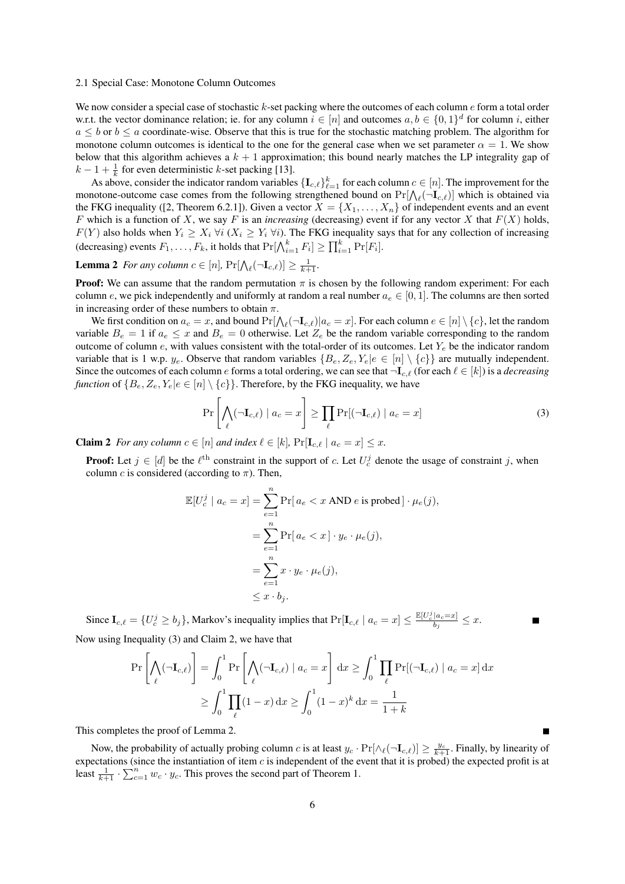### 2.1 Special Case: Monotone Column Outcomes

We now consider a special case of stochastic $k$-set packing where the outcomes of each column $e$ form a total order w.r.t. the vector dominance relation; ie. for any column $i \in [n]$ and outcomes $a, b \in \{0,1\}^d$ for column $i$, either $a \leq b$ or $b \leq a$ coordinate-wise. Observe that this is true for the stochastic matching problem. The algorithm for monotone column outcomes is identical to the one for the general case when we set parameter $\alpha = 1$. We show below that this algorithm achieves a $k+1$ approximation; this bound nearly matches the LP integrality gap of $k - 1 + \frac{1}{k}$ for even deterministic $k$-set packing [13].

As above, consider the indicator random variables $\{\mathbf{I}_{c,\ell}\}_{\ell=1}^{k}$ for each column $c \in [n]$. The improvement for the monotone-outcome case comes from the following strengthened bound on $\Pr[\bigwedge_\ell (\neg \mathbf{I}_{c,\ell})]$ which is obtained via the FKG inequality ([2, Theorem 6.2.1]). Given a vector $X = \{X_1, \ldots, X_n\}$ of independent events and an event $F$ which is a function of $X$, we say $F$ is an *increasing* (decreasing) event if for any vector $X$ that $F(X)$ holds, $F(Y)$ also holds when $Y_i \geq X_i\ \forall i$ ($X_i \geq Y_i\ \forall i$). The FKG inequality says that for any collection of increasing (decreasing) events $F_1, \ldots, F_k$, it holds that $\Pr[\bigwedge_{i=1}^{k} F_i] \geq \prod_{i=1}^{k} \Pr[F_i]$.

**Lemma 2** *For any column $c \in [n]$, $\Pr[\bigwedge_\ell (\neg \mathbf{I}_{c,\ell})] \geq \frac{1}{k+1}$.*

**Proof:** We can assume that the random permutation $\pi$ is chosen by the following random experiment: For each column $e$, we pick independently and uniformly at random a real number $a_e \in [0,1]$. The columns are then sorted in increasing order of these numbers to obtain $\pi$.

We first condition on $a_c = x$, and bound $\Pr[\bigwedge_\ell (\neg \mathbf{I}_{c,\ell}) | a_c = x]$. For each column $e \in [n] \setminus \{c\}$, let the random variable $B_e = 1$ if $a_e \leq x$ and $B_e = 0$ otherwise. Let $Z_e$ be the random variable corresponding to the random outcome of column $e$, with values consistent with the total-order of its outcomes. Let $Y_e$ be the indicator random variable that is 1 w.p. $y_e$. Observe that random variables $\{B_e, Z_e, Y_e | e \in [n] \setminus \{c\}\}$ are mutually independent. Since the outcomes of each column $e$ forms a total ordering, we can see that $\neg \mathbf{I}_{c,\ell}$ (for each $\ell \in [k]$) is a *decreasing function* of $\{B_e, Z_e, Y_e | e \in [n] \setminus \{c\}\}$. Therefore, by the FKG inequality, we have

$$\Pr\left[\bigwedge_\ell (\neg \mathbf{I}_{c,\ell}) \mid a_c = x\right] \geq \prod_\ell \Pr[(\neg \mathbf{I}_{c,\ell}) \mid a_c = x] \tag{3}$$

**Claim 2** *For any column $c \in [n]$ and index $\ell \in [k]$, $\Pr[\mathbf{I}_{c,\ell} \mid a_c = x] \leq x$.*

**Proof:** Let $j \in [d]$ be the $\ell^{\text{th}}$ constraint in the support of $c$. Let $U_c^j$ denote the usage of constraint $j$, when column $c$ is considered (according to $\pi$). Then,

$$\begin{aligned}
\mathbb{E}[U_c^j \mid a_c = x] &= \sum_{e=1}^{n} \Pr[\, a_e < x \text{ AND } e \text{ is probed}\,] \cdot \mu_e(j), \\
&= \sum_{e=1}^{n} \Pr[\, a_e < x\,] \cdot y_e \cdot \mu_e(j), \\
&= \sum_{e=1}^{n} x \cdot y_e \cdot \mu_e(j), \\
&\leq x \cdot b_j.
\end{aligned}$$

Since $\mathbf{I}_{c,\ell} = \{U_c^j \geq b_j\}$, Markov's inequality implies that $\Pr[\mathbf{I}_{c,\ell} \mid a_c = x] \leq \frac{\mathbb{E}[U_c^j | a_c = x]}{b_j} \leq x$. ∎

Now using Inequality (3) and Claim 2, we have that

$$\begin{aligned}
\Pr\left[\bigwedge_\ell (\neg \mathbf{I}_{c,\ell})\right] &= \int_0^1 \Pr\left[\bigwedge_\ell (\neg \mathbf{I}_{c,\ell}) \mid a_c = x\right] \mathrm{d}x \geq \int_0^1 \prod_\ell \Pr[(\neg \mathbf{I}_{c,\ell}) \mid a_c = x] \,\mathrm{d}x \\
&\geq \int_0^1 \prod_\ell (1 - x) \,\mathrm{d}x \geq \int_0^1 (1-x)^k \,\mathrm{d}x = \frac{1}{1+k}
\end{aligned}$$

This completes the proof of Lemma 2. ∎

Now, the probability of actually probing column $c$ is at least $y_c \cdot \Pr[\wedge_\ell (\neg \mathbf{I}_{c,\ell})] \geq \frac{y_c}{k+1}$. Finally, by linearity of expectations (since the instantiation of item $c$ is independent of the event that it is probed) the expected profit is at least $\frac{1}{k+1} \cdot \sum_{c=1}^{n} w_c \cdot y_c$. This proves the second part of Theorem 1.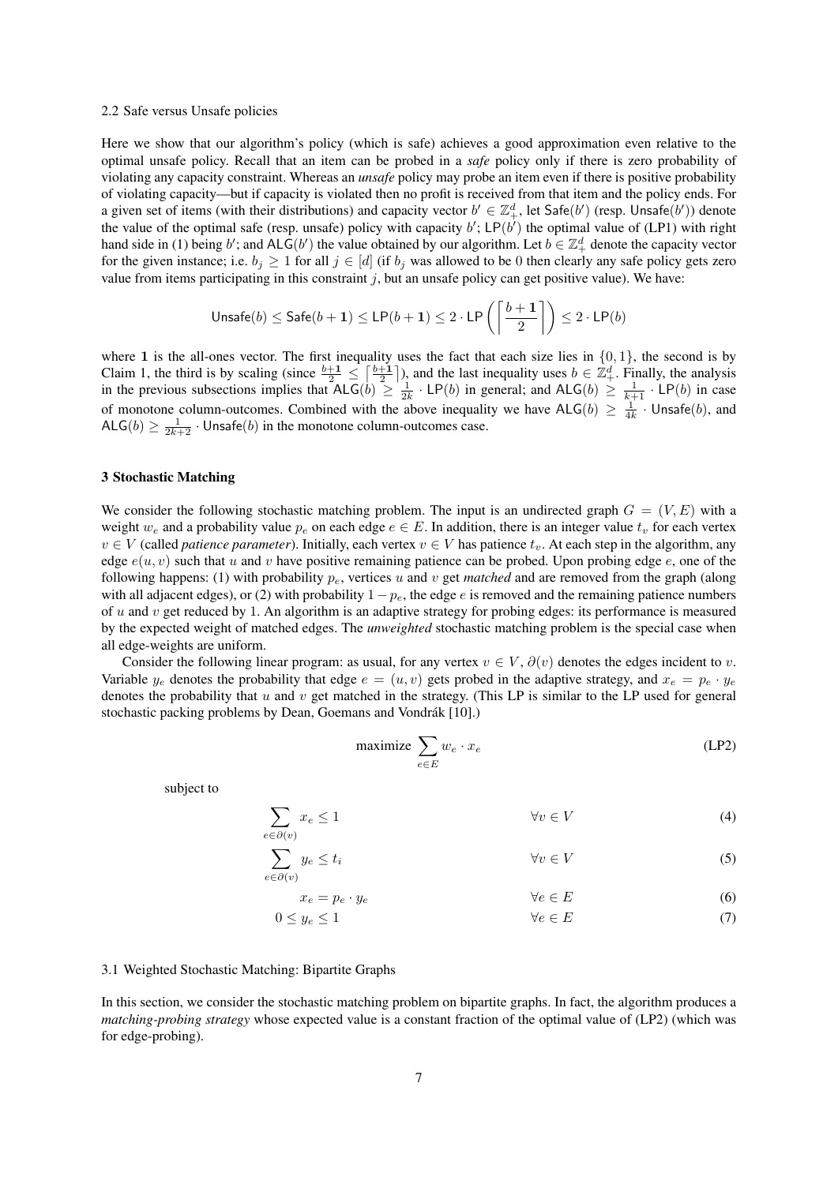### 2.2 Safe versus Unsafe policies

Here we show that our algorithm's policy (which is safe) achieves a good approximation even relative to the optimal unsafe policy. Recall that an item can be probed in a *safe* policy only if there is zero probability of violating any capacity constraint. Whereas an *unsafe* policy may probe an item even if there is positive probability of violating capacity—but if capacity is violated then no profit is received from that item and the policy ends. For a given set of items (with their distributions) and capacity vector $b' \in \mathbb{Z}_+^d$, let $\mathsf{Safe}(b')$ (resp. $\mathsf{Unsafe}(b')$) denote the value of the optimal safe (resp. unsafe) policy with capacity $b'$; $\mathsf{LP}(b')$ the optimal value of (LP1) with right hand side in (1) being $b'$; and $\mathsf{ALG}(b')$ the value obtained by our algorithm. Let $b \in \mathbb{Z}_+^d$ denote the capacity vector for the given instance; i.e. $b_j \geq 1$ for all $j \in [d]$ (if $b_j$ was allowed to be 0 then clearly any safe policy gets zero value from items participating in this constraint $j$, but an unsafe policy can get positive value). We have:

$$\mathsf{Unsafe}(b) \leq \mathsf{Safe}(b + \mathbf{1}) \leq \mathsf{LP}(b + \mathbf{1}) \leq 2 \cdot \mathsf{LP}\left(\left\lceil \frac{b + \mathbf{1}}{2} \right\rceil\right) \leq 2 \cdot \mathsf{LP}(b)$$

where $\mathbf{1}$ is the all-ones vector. The first inequality uses the fact that each size lies in $\{0, 1\}$, the second is by Claim 1, the third is by scaling (since $\frac{b+\mathbf{1}}{2} \leq \lceil \frac{b+\mathbf{1}}{2} \rceil$), and the last inequality uses $b \in \mathbb{Z}_+^d$. Finally, the analysis in the previous subsections implies that $\mathsf{ALG}(b) \geq \frac{1}{2k} \cdot \mathsf{LP}(b)$ in general; and $\mathsf{ALG}(b) \geq \frac{1}{k+1} \cdot \mathsf{LP}(b)$ in case of monotone column-outcomes. Combined with the above inequality we have $\mathsf{ALG}(b) \geq \frac{1}{4k} \cdot \mathsf{Unsafe}(b)$, and $\mathsf{ALG}(b) \geq \frac{1}{2k+2} \cdot \mathsf{Unsafe}(b)$ in the monotone column-outcomes case.

## 3 Stochastic Matching

We consider the following stochastic matching problem. The input is an undirected graph $G = (V, E)$ with a weight $w_e$ and a probability value $p_e$ on each edge $e \in E$. In addition, there is an integer value $t_v$ for each vertex $v \in V$ (called *patience parameter*). Initially, each vertex $v \in V$ has patience $t_v$. At each step in the algorithm, any edge $e(u, v)$ such that $u$ and $v$ have positive remaining patience can be probed. Upon probing edge $e$, one of the following happens: (1) with probability $p_e$, vertices $u$ and $v$ get *matched* and are removed from the graph (along with all adjacent edges), or (2) with probability $1 - p_e$, the edge $e$ is removed and the remaining patience numbers of $u$ and $v$ get reduced by 1. An algorithm is an adaptive strategy for probing edges: its performance is measured by the expected weight of matched edges. The *unweighted* stochastic matching problem is the special case when all edge-weights are uniform.

Consider the following linear program: as usual, for any vertex $v \in V$, $\partial(v)$ denotes the edges incident to $v$. Variable $y_e$ denotes the probability that edge $e = (u, v)$ gets probed in the adaptive strategy, and $x_e = p_e \cdot y_e$ denotes the probability that $u$ and $v$ get matched in the strategy. (This LP is similar to the LP used for general stochastic packing problems by Dean, Goemans and Vondrák [10].)

$$\text{maximize} \sum_{e \in E} w_e \cdot x_e \tag{LP2}$$

subject to

$$\sum_{e \in \partial(v)} x_e \leq 1 \qquad \forall v \in V \tag{4}$$

$$\sum_{e \in \partial(v)} y_e \leq t_i \qquad \forall v \in V \tag{5}$$

$$x_e = p_e \cdot y_e \qquad \forall e \in E \tag{6}$$

$$0 \leq y_e \leq 1 \qquad \forall e \in E \tag{7}$$

### 3.1 Weighted Stochastic Matching: Bipartite Graphs

In this section, we consider the stochastic matching problem on bipartite graphs. In fact, the algorithm produces a *matching-probing strategy* whose expected value is a constant fraction of the optimal value of (LP2) (which was for edge-probing).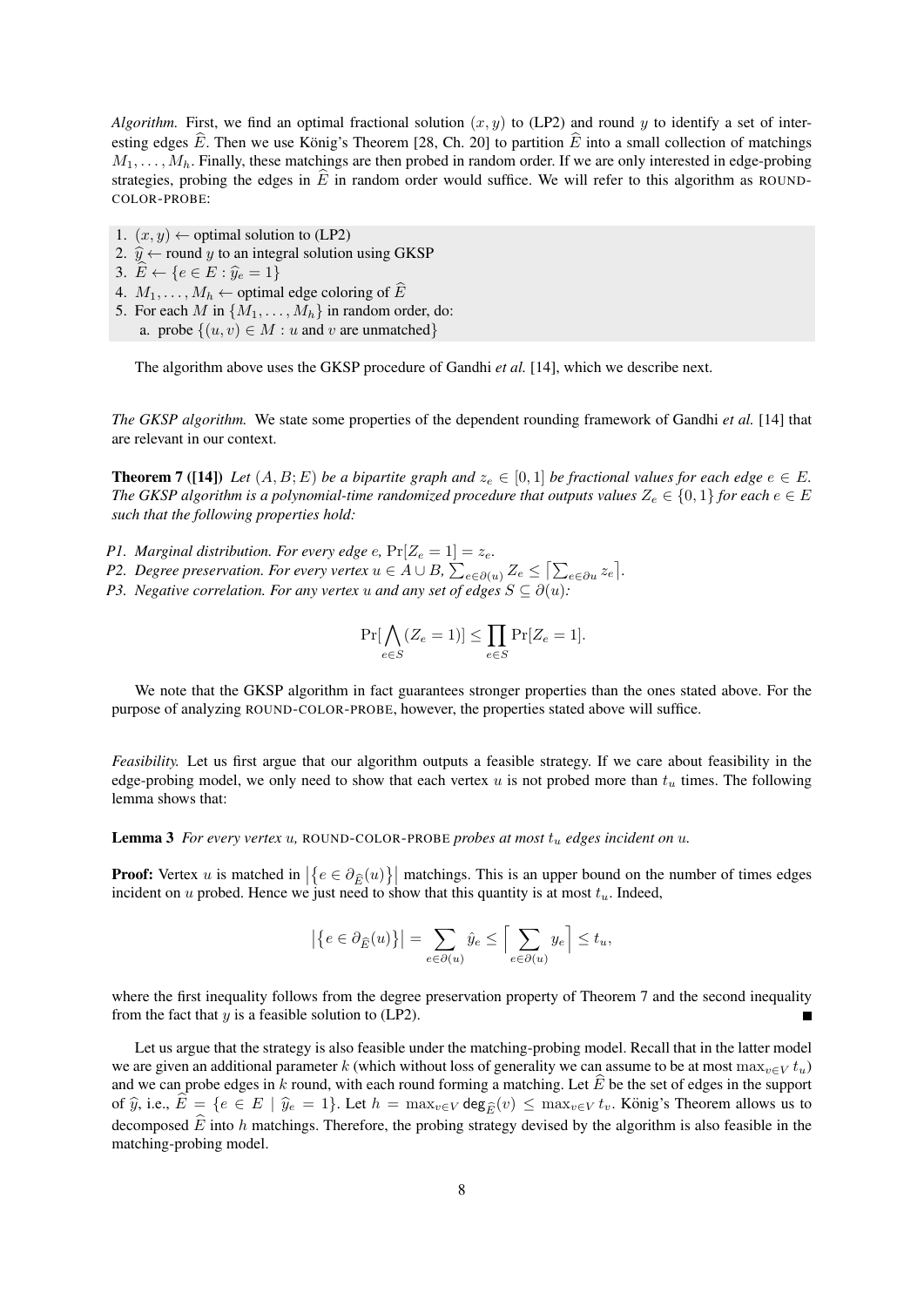*Algorithm.* First, we find an optimal fractional solution $(x, y)$ to (LP2) and round $y$ to identify a set of interesting edges $\widehat{E}$. Then we use König's Theorem [28, Ch. 20] to partition $\widehat{E}$ into a small collection of matchings $M_1, \ldots, M_h$. Finally, these matchings are then probed in random order. If we are only interested in edge-probing strategies, probing the edges in $\widehat{E}$ in random order would suffice. We will refer to this algorithm as ROUND-COLOR-PROBE:

1. $(x, y) \leftarrow$ optimal solution to (LP2)
2. $\widehat{y} \leftarrow$ round $y$ to an integral solution using GKSP
3. $\widehat{E} \leftarrow \{e \in E : \widehat{y}_e = 1\}$
4. $M_1, \ldots, M_h \leftarrow$ optimal edge coloring of $\widehat{E}$
5. For each $M$ in $\{M_1, \ldots, M_h\}$ in random order, do:
   a. probe $\{(u, v) \in M : u$ and $v$ are unmatched$\}$

The algorithm above uses the GKSP procedure of Gandhi *et al.* [14], which we describe next.

*The GKSP algorithm.* We state some properties of the dependent rounding framework of Gandhi *et al.* [14] that are relevant in our context.

**Theorem 7 ([14])** *Let $(A, B; E)$ be a bipartite graph and $z_e \in [0, 1]$ be fractional values for each edge $e \in E$. The GKSP algorithm is a polynomial-time randomized procedure that outputs values $Z_e \in \{0, 1\}$ for each $e \in E$ such that the following properties hold:*

*P1. Marginal distribution. For every edge $e$, $\Pr[Z_e = 1] = z_e$.*
*P2. Degree preservation. For every vertex $u \in A \cup B$, $\sum_{e \in \partial(u)} Z_e \leq \lceil \sum_{e \in \partial u} z_e \rceil$.*
*P3. Negative correlation. For any vertex $u$ and any set of edges $S \subseteq \partial(u)$:*

$$\Pr[\bigwedge_{e \in S} (Z_e = 1)] \leq \prod_{e \in S} \Pr[Z_e = 1].$$

We note that the GKSP algorithm in fact guarantees stronger properties than the ones stated above. For the purpose of analyzing ROUND-COLOR-PROBE, however, the properties stated above will suffice.

*Feasibility.* Let us first argue that our algorithm outputs a feasible strategy. If we care about feasibility in the edge-probing model, we only need to show that each vertex $u$ is not probed more than $t_u$ times. The following lemma shows that:

**Lemma 3** *For every vertex $u$, ROUND-COLOR-PROBE probes at most $t_u$ edges incident on $u$.*

**Proof:** Vertex $u$ is matched in $\left|\{e \in \partial_{\widehat{E}}(u)\}\right|$ matchings. This is an upper bound on the number of times edges incident on $u$ probed. Hence we just need to show that this quantity is at most $t_u$. Indeed,

$$\left|\{e \in \partial_{\widehat{E}}(u)\}\right| = \sum_{e \in \partial(u)} \hat{y}_e \leq \left\lceil \sum_{e \in \partial(u)} y_e \right\rceil \leq t_u,$$

where the first inequality follows from the degree preservation property of Theorem 7 and the second inequality from the fact that $y$ is a feasible solution to (LP2). ∎

Let us argue that the strategy is also feasible under the matching-probing model. Recall that in the latter model we are given an additional parameter $k$ (which without loss of generality we can assume to be at most $\max_{v \in V} t_u$) and we can probe edges in $k$ round, with each round forming a matching. Let $\widehat{E}$ be the set of edges in the support of $\widehat{y}$, i.e., $\widehat{E} = \{e \in E \mid \widehat{y}_e = 1\}$. Let $h = \max_{v \in V} \mathsf{deg}_{\widehat{E}}(v) \leq \max_{v \in V} t_v$. König's Theorem allows us to decomposed $\widehat{E}$ into $h$ matchings. Therefore, the probing strategy devised by the algorithm is also feasible in the matching-probing model.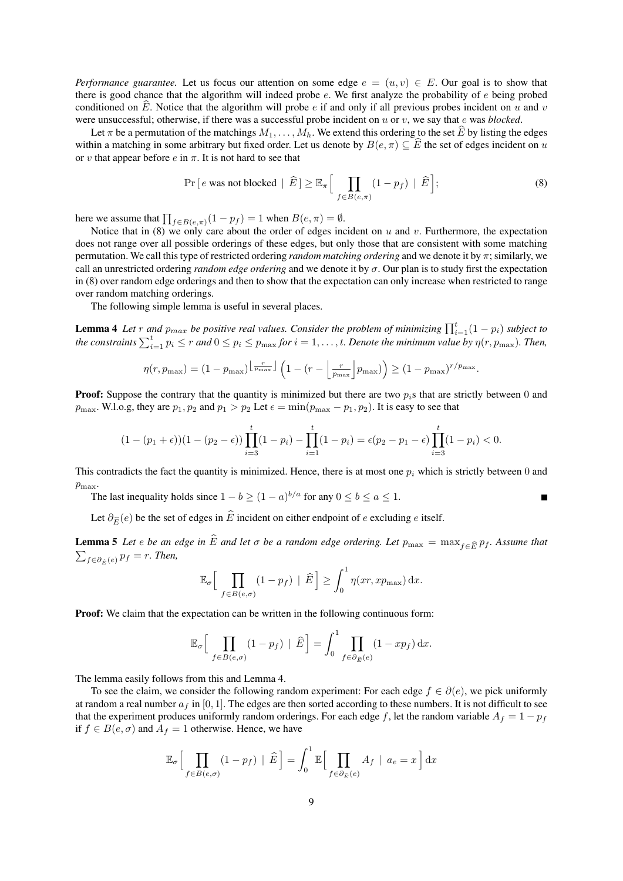*Performance guarantee.* Let us focus our attention on some edge $e = (u, v) \in E$. Our goal is to show that there is good chance that the algorithm will indeed probe $e$. We first analyze the probability of $e$ being probed conditioned on $\widehat{E}$. Notice that the algorithm will probe $e$ if and only if all previous probes incident on $u$ and $v$ were unsuccessful; otherwise, if there was a successful probe incident on $u$ or $v$, we say that $e$ was *blocked*.

Let $\pi$ be a permutation of the matchings $M_1, \ldots, M_h$. We extend this ordering to the set $\widehat{E}$ by listing the edges within a matching in some arbitrary but fixed order. Let us denote by $B(e, \pi) \subseteq \widehat{E}$ the set of edges incident on $u$ or $v$ that appear before $e$ in $\pi$. It is not hard to see that

$$\Pr\left[\, e \text{ was not blocked } \mid \widehat{E}\,\right] \geq \mathbb{E}_\pi\Big[ \prod_{f \in B(e,\pi)} (1 - p_f) \mid \widehat{E} \Big]; \tag{8}$$

here we assume that $\prod_{f \in B(e,\pi)}(1 - p_f) = 1$ when $B(e, \pi) = \emptyset$.

Notice that in (8) we only care about the order of edges incident on $u$ and $v$. Furthermore, the expectation does not range over all possible orderings of these edges, but only those that are consistent with some matching permutation. We call this type of restricted ordering *random matching ordering* and we denote it by $\pi$; similarly, we call an unrestricted ordering *random edge ordering* and we denote it by $\sigma$. Our plan is to study first the expectation in (8) over random edge orderings and then to show that the expectation can only increase when restricted to range over random matching orderings.

The following simple lemma is useful in several places.

**Lemma 4** *Let $r$ and $p_{max}$ be positive real values. Consider the problem of minimizing $\prod_{i=1}^{t}(1 - p_i)$ subject to the constraints $\sum_{i=1}^{t} p_i \leq r$ and $0 \leq p_i \leq p_{\max}$ for $i = 1, \ldots, t$. Denote the minimum value by $\eta(r, p_{\max})$. Then,*

$$\eta(r, p_{\max}) = (1 - p_{\max})^{\lfloor \frac{r}{p_{\max}} \rfloor} \left(1 - \left(r - \left\lfloor \tfrac{r}{p_{\max}} \right\rfloor p_{\max}\right)\right) \geq (1 - p_{\max})^{r/p_{\max}}.$$

**Proof:** Suppose the contrary that the quantity is minimized but there are two $p_i$s that are strictly between $0$ and $p_{\max}$. W.l.o.g, they are $p_1, p_2$ and $p_1 > p_2$ Let $\epsilon = \min(p_{\max} - p_1, p_2)$. It is easy to see that

$$(1 - (p_1 + \epsilon))(1 - (p_2 - \epsilon)) \prod_{i=3}^{t}(1 - p_i) - \prod_{i=1}^{t}(1 - p_i) = \epsilon(p_2 - p_1 - \epsilon) \prod_{i=3}^{t}(1 - p_i) < 0.$$

This contradicts the fact the quantity is minimized. Hence, there is at most one $p_i$ which is strictly between $0$ and $p_{\max}$.

The last inequality holds since $1 - b \geq (1 - a)^{b/a}$ for any $0 \leq b \leq a \leq 1$. ∎

Let $\partial_{\widehat{E}}(e)$ be the set of edges in $\widehat{E}$ incident on either endpoint of $e$ excluding $e$ itself.

**Lemma 5** *Let $e$ be an edge in $\widehat{E}$ and let $\sigma$ be a random edge ordering. Let $p_{\max} = \max_{f \in \widehat{E}} p_f$. Assume that $\sum_{f \in \partial_{\widehat{E}}(e)} p_f = r$. Then,*

$$\mathbb{E}_\sigma\Big[ \prod_{f \in B(e,\sigma)} (1 - p_f) \mid \widehat{E} \Big] \geq \int_0^1 \eta(xr, xp_{\max})\, \mathrm{d}x.$$

**Proof:** We claim that the expectation can be written in the following continuous form:

$$\mathbb{E}_\sigma\Big[ \prod_{f \in B(e,\sigma)} (1 - p_f) \mid \widehat{E} \Big] = \int_0^1 \prod_{f \in \partial_{\widehat{E}}(e)} (1 - xp_f)\, \mathrm{d}x.$$

The lemma easily follows from this and Lemma 4.

To see the claim, we consider the following random experiment: For each edge $f \in \partial(e)$, we pick uniformly at random a real number $a_f$ in $[0, 1]$. The edges are then sorted according to these numbers. It is not difficult to see that the experiment produces uniformly random orderings. For each edge $f$, let the random variable $A_f = 1 - p_f$ if $f \in B(e, \sigma)$ and $A_f = 1$ otherwise. Hence, we have

$$\mathbb{E}_\sigma\Big[ \prod_{f \in B(e,\sigma)} (1 - p_f) \mid \widehat{E} \Big] = \int_0^1 \mathbb{E}\Big[ \prod_{f \in \partial_{\widehat{E}}(e)} A_f \mid a_e = x \Big]\, \mathrm{d}x$$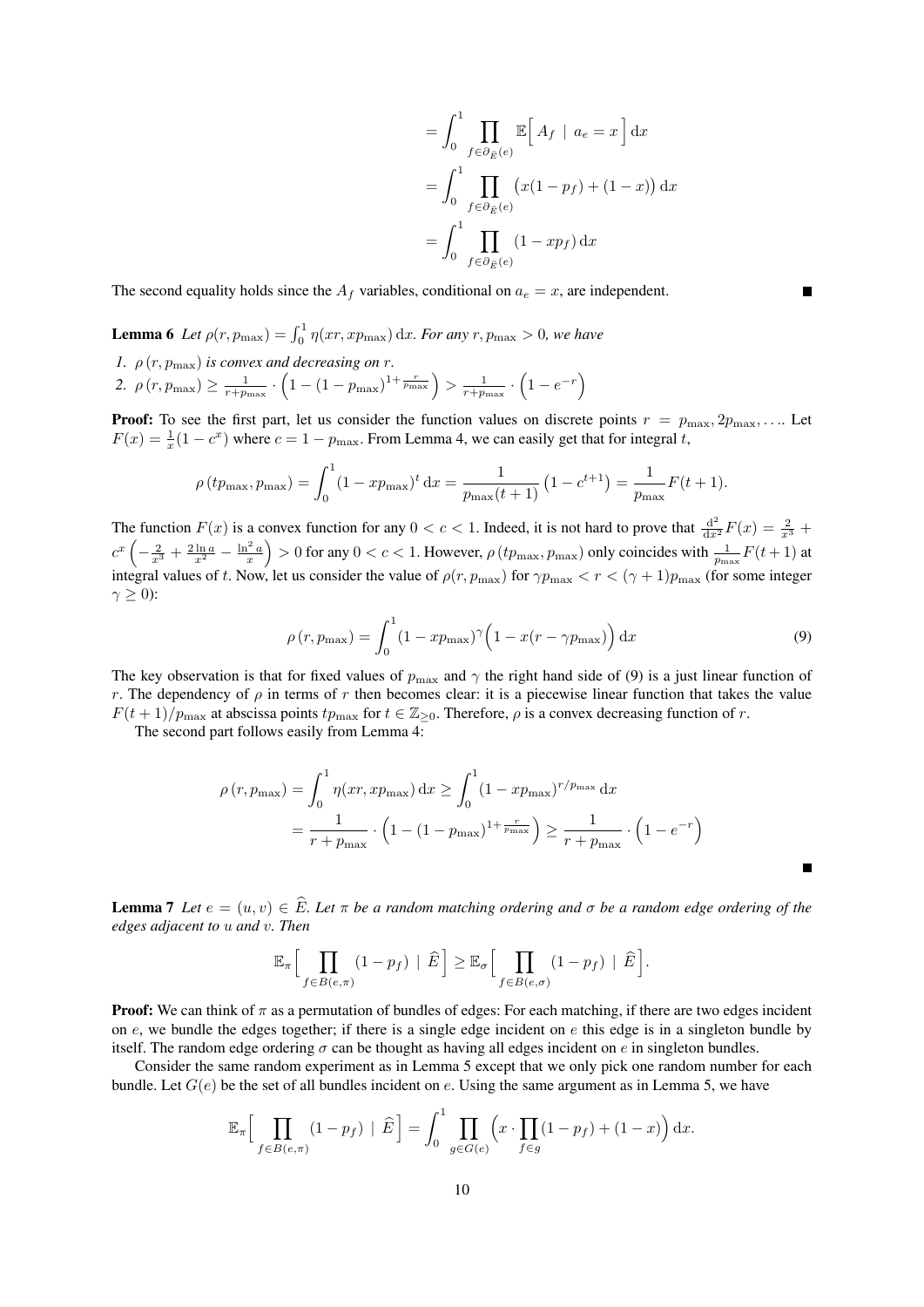$$
\begin{aligned}
&= \int_0^1 \prod_{f \in \partial_{\widehat{E}}(e)} \mathbb{E}\Big[\, A_f \;\mid\; a_e = x \,\Big] \,\mathrm{d}x \\
&= \int_0^1 \prod_{f \in \partial_{\widehat{E}}(e)} \big(x(1-p_f) + (1-x)\big) \,\mathrm{d}x \\
&= \int_0^1 \prod_{f \in \partial_{\widehat{E}}(e)} (1 - x p_f) \,\mathrm{d}x
\end{aligned}
$$

The second equality holds since the $A_f$ variables, conditional on $a_e = x$, are independent. ∎

**Lemma 6** *Let $\rho(r, p_{\max}) = \int_0^1 \eta(xr, xp_{\max}) \,\mathrm{d}x$. For any $r, p_{\max} > 0$, we have*

1. *$\rho\left(r, p_{\max}\right)$ is convex and decreasing on $r$.*
2. *$\rho\left(r, p_{\max}\right) \geq \frac{1}{r + p_{\max}} \cdot \left(1 - (1 - p_{\max})^{1 + \frac{r}{p_{\max}}}\right) > \frac{1}{r + p_{\max}} \cdot \left(1 - e^{-r}\right)$*

**Proof:** To see the first part, let us consider the function values on discrete points $r = p_{\max}, 2p_{\max}, \ldots$. Let $F(x) = \frac{1}{x}(1 - c^x)$ where $c = 1 - p_{\max}$. From Lemma 4, we can easily get that for integral $t$,

$$
\rho\left(tp_{\max}, p_{\max}\right) = \int_0^1 (1 - xp_{\max})^t \,\mathrm{d}x = \frac{1}{p_{\max}(t+1)}\left(1 - c^{t+1}\right) = \frac{1}{p_{\max}} F(t+1).
$$

The function $F(x)$ is a convex function for any $0 < c < 1$. Indeed, it is not hard to prove that $\frac{\mathrm{d}^2}{\mathrm{d}x^2} F(x) = \frac{2}{x^3} + c^x\left(-\frac{2}{x^3} + \frac{2\ln a}{x^2} - \frac{\ln^2 a}{x}\right) > 0$ for any $0 < c < 1$. However, $\rho\left(tp_{\max}, p_{\max}\right)$ only coincides with $\frac{1}{p_{\max}} F(t+1)$ at integral values of $t$. Now, let us consider the value of $\rho(r, p_{\max})$ for $\gamma p_{\max} < r < (\gamma+1)p_{\max}$ (for some integer $\gamma \geq 0$):

$$
\rho\left(r, p_{\max}\right) = \int_0^1 (1 - xp_{\max})^\gamma \Big(1 - x(r - \gamma p_{\max})\Big) \,\mathrm{d}x \tag{9}
$$

The key observation is that for fixed values of $p_{\max}$ and $\gamma$ the right hand side of (9) is a just linear function of $r$. The dependency of $\rho$ in terms of $r$ then becomes clear: it is a piecewise linear function that takes the value $F(t+1)/p_{\max}$ at abscissa points $tp_{\max}$ for $t \in \mathbb{Z}_{\geq 0}$. Therefore, $\rho$ is a convex decreasing function of $r$.

The second part follows easily from Lemma 4:

$$
\begin{aligned}
\rho\left(r, p_{\max}\right) &= \int_0^1 \eta(xr, xp_{\max}) \,\mathrm{d}x \geq \int_0^1 (1 - xp_{\max})^{r/p_{\max}} \,\mathrm{d}x \\
&= \frac{1}{r + p_{\max}} \cdot \left(1 - (1 - p_{\max})^{1 + \frac{r}{p_{\max}}}\right) \geq \frac{1}{r + p_{\max}} \cdot \left(1 - e^{-r}\right)
\end{aligned}
$$

∎

**Lemma 7** *Let $e = (u, v) \in \widehat{E}$. Let $\pi$ be a random matching ordering and $\sigma$ be a random edge ordering of the edges adjacent to $u$ and $v$. Then*

$$
\mathbb{E}_\pi\Big[\prod_{f \in B(e,\pi)} (1 - p_f) \;\mid\; \widehat{E}\Big] \geq \mathbb{E}_\sigma\Big[\prod_{f \in B(e,\sigma)} (1 - p_f) \;\mid\; \widehat{E}\Big].
$$

**Proof:** We can think of $\pi$ as a permutation of bundles of edges: For each matching, if there are two edges incident on $e$, we bundle the edges together; if there is a single edge incident on $e$ this edge is in a singleton bundle by itself. The random edge ordering $\sigma$ can be thought as having all edges incident on $e$ in singleton bundles.

Consider the same random experiment as in Lemma 5 except that we only pick one random number for each bundle. Let $G(e)$ be the set of all bundles incident on $e$. Using the same argument as in Lemma 5, we have

$$
\mathbb{E}_\pi\Big[\prod_{f \in B(e,\pi)} (1 - p_f) \;\mid\; \widehat{E}\Big] = \int_0^1 \prod_{g \in G(e)} \Big(x \cdot \prod_{f \in g} (1 - p_f) + (1 - x)\Big) \,\mathrm{d}x.
$$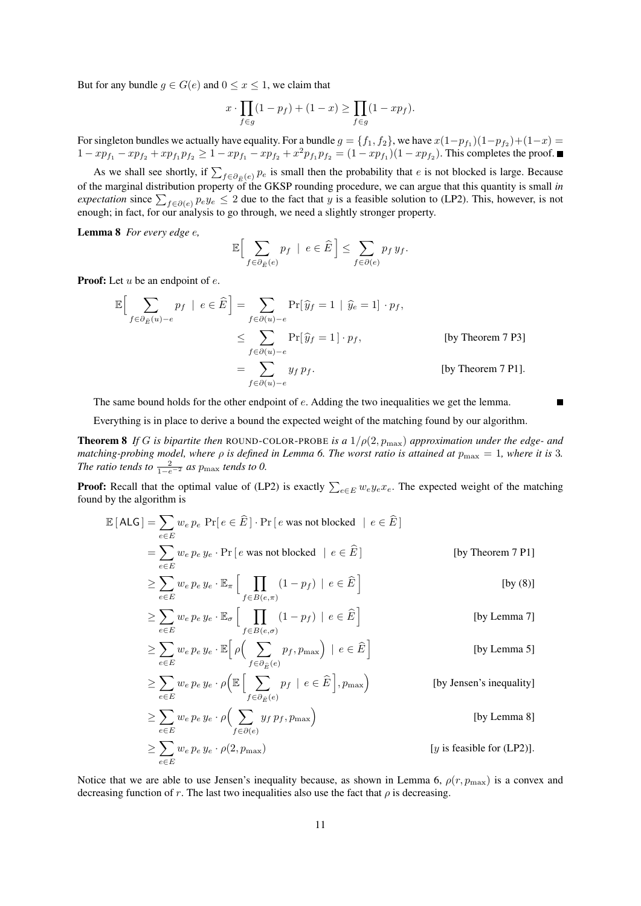But for any bundle $g \in G(e)$ and $0 \le x \le 1$, we claim that

$$x \cdot \prod_{f \in g} (1 - p_f) + (1 - x) \ge \prod_{f \in g} (1 - x p_f).$$

For singleton bundles we actually have equality. For a bundle $g = \{f_1, f_2\}$, we have $x(1-p_{f_1})(1-p_{f_2})+(1-x) = 1 - xp_{f_1} - xp_{f_2} + xp_{f_1}p_{f_2} \ge 1 - xp_{f_1} - xp_{f_2} + x^2 p_{f_1} p_{f_2} = (1 - xp_{f_1})(1 - xp_{f_2})$. This completes the proof. ■

As we shall see shortly, if $\sum_{f \in \partial_{\widehat{E}}(e)} p_e$ is small then the probability that $e$ is not blocked is large. Because of the marginal distribution property of the GKSP rounding procedure, we can argue that this quantity is small *in expectation* since $\sum_{f \in \partial(e)} p_e y_e \le 2$ due to the fact that $y$ is a feasible solution to (LP2). This, however, is not enough; in fact, for our analysis to go through, we need a slightly stronger property.

**Lemma 8** *For every edge $e$,*

$$\mathbb{E}\Big[ \sum_{f \in \partial_{\widehat{E}}(e)} p_f \;\mid\; e \in \widehat{E} \Big] \le \sum_{f \in \partial(e)} p_f \, y_f.$$

**Proof:** Let $u$ be an endpoint of $e$.

$$\begin{aligned}
\mathbb{E}\Big[ \sum_{f \in \partial_{\widehat{E}}(u) - e} p_f \;\mid\; e \in \widehat{E} \Big] &= \sum_{f \in \partial(u) - e} \Pr[\, \widehat{y}_f = 1 \mid \widehat{y}_e = 1 ] \cdot p_f, \\
&\le \sum_{f \in \partial(u) - e} \Pr[\, \widehat{y}_f = 1 ] \cdot p_f, && \text{[by Theorem 7 P3]} \\
&= \sum_{f \in \partial(u) - e} y_f \, p_f. && \text{[by Theorem 7 P1].}
\end{aligned}$$

The same bound holds for the other endpoint of $e$. Adding the two inequalities we get the lemma. ■

Everything is in place to derive a bound the expected weight of the matching found by our algorithm.

**Theorem 8** *If $G$ is bipartite then* ROUND-COLOR-PROBE *is a $1/\rho(2, p_{\max})$ approximation under the edge- and matching-probing model, where $\rho$ is defined in Lemma 6. The worst ratio is attained at $p_{\max} = 1$, where it is 3. The ratio tends to $\frac{2}{1-e^{-2}}$ as $p_{\max}$ tends to 0.*

**Proof:** Recall that the optimal value of (LP2) is exactly $\sum_{e \in E} w_e y_e x_e$. The expected weight of the matching found by the algorithm is

$$\begin{aligned}
\mathbb{E}[\, \mathsf{ALG} \,] &= \sum_{e \in E} w_e \, p_e \, \Pr[\, e \in \widehat{E}\,] \cdot \Pr[\, e \text{ was not blocked } \mid e \in \widehat{E}\,] \\
&= \sum_{e \in E} w_e \, p_e \, y_e \cdot \Pr[\, e \text{ was not blocked } \mid e \in \widehat{E}\,] && \text{[by Theorem 7 P1]} \\
&\ge \sum_{e \in E} w_e \, p_e \, y_e \cdot \mathbb{E}_\pi \Big[ \prod_{f \in B(e,\pi)} (1 - p_f) \mid e \in \widehat{E} \Big] && \text{[by (8)]} \\
&\ge \sum_{e \in E} w_e \, p_e \, y_e \cdot \mathbb{E}_\sigma \Big[ \prod_{f \in B(e,\sigma)} (1 - p_f) \mid e \in \widehat{E} \Big] && \text{[by Lemma 7]} \\
&\ge \sum_{e \in E} w_e \, p_e \, y_e \cdot \mathbb{E}\Big[ \rho\Big( \sum_{f \in \partial_{\widehat{E}}(e)} p_f, p_{\max} \Big) \mid e \in \widehat{E} \Big] && \text{[by Lemma 5]} \\
&\ge \sum_{e \in E} w_e \, p_e \, y_e \cdot \rho\Big( \mathbb{E}\Big[ \sum_{f \in \partial_{\widehat{E}}(e)} p_f \mid e \in \widehat{E} \Big], p_{\max} \Big) && \text{[by Jensen's inequality]} \\
&\ge \sum_{e \in E} w_e \, p_e \, y_e \cdot \rho\Big( \sum_{f \in \partial(e)} y_f \, p_f, p_{\max} \Big) && \text{[by Lemma 8]} \\
&\ge \sum_{e \in E} w_e \, p_e \, y_e \cdot \rho(2, p_{\max}) && \text{[$y$ is feasible for (LP2)].}
\end{aligned}$$

Notice that we are able to use Jensen's inequality because, as shown in Lemma 6, $\rho(r, p_{\max})$ is a convex and decreasing function of $r$. The last two inequalities also use the fact that $\rho$ is decreasing.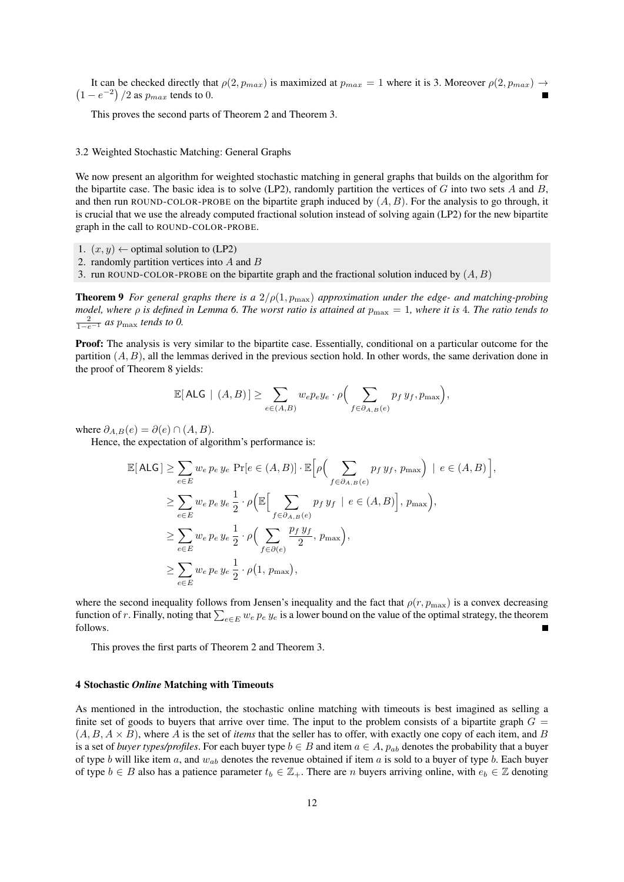It can be checked directly that $\rho(2, p_{max})$ is maximized at $p_{max} = 1$ where it is 3. Moreover $\rho(2, p_{max}) \to (1 - e^{-2})/2$ as $p_{max}$ tends to 0. ∎

This proves the second parts of Theorem 2 and Theorem 3.

### 3.2 Weighted Stochastic Matching: General Graphs

We now present an algorithm for weighted stochastic matching in general graphs that builds on the algorithm for the bipartite case. The basic idea is to solve (LP2), randomly partition the vertices of $G$ into two sets $A$ and $B$, and then run ROUND-COLOR-PROBE on the bipartite graph induced by $(A, B)$. For the analysis to go through, it is crucial that we use the already computed fractional solution instead of solving again (LP2) for the new bipartite graph in the call to ROUND-COLOR-PROBE.

1. $(x, y) \leftarrow$ optimal solution to (LP2)
2. randomly partition vertices into $A$ and $B$
3. run ROUND-COLOR-PROBE on the bipartite graph and the fractional solution induced by $(A, B)$

**Theorem 9** *For general graphs there is a $2/\rho(1, p_{\max})$ approximation under the edge- and matching-probing model, where $\rho$ is defined in Lemma 6. The worst ratio is attained at $p_{\max} = 1$, where it is 4. The ratio tends to $\frac{2}{1-e^{-1}}$ as $p_{\max}$ tends to 0.*

**Proof:** The analysis is very similar to the bipartite case. Essentially, conditional on a particular outcome for the partition $(A, B)$, all the lemmas derived in the previous section hold. In other words, the same derivation done in the proof of Theorem 8 yields:

$$\mathbb{E}[\,\mathsf{ALG} \mid (A, B)\,] \geq \sum_{e \in (A,B)} w_e p_e y_e \cdot \rho\Big( \sum_{f \in \partial_{A,B}(e)} p_f \, y_f, p_{\max} \Big),$$

where $\partial_{A,B}(e) = \partial(e) \cap (A, B)$.

Hence, the expectation of algorithm's performance is:

$$\begin{aligned}
\mathbb{E}[\,\mathsf{ALG}\,] &\geq \sum_{e \in E} w_e \, p_e \, y_e \, \Pr[e \in (A,B)] \cdot \mathbb{E}\Big[ \rho\Big( \sum_{f \in \partial_{A,B}(e)} p_f \, y_f, \, p_{\max} \Big) \mid e \in (A, B) \Big], \\
&\geq \sum_{e \in E} w_e \, p_e \, y_e \, \frac{1}{2} \cdot \rho\Big( \mathbb{E}\Big[ \sum_{f \in \partial_{A,B}(e)} p_f \, y_f \mid e \in (A, B) \Big], \, p_{\max} \Big), \\
&\geq \sum_{e \in E} w_e \, p_e \, y_e \, \frac{1}{2} \cdot \rho\Big( \sum_{f \in \partial(e)} \frac{p_f \, y_f}{2}, \, p_{\max} \Big), \\
&\geq \sum_{e \in E} w_e \, p_e \, y_e \, \frac{1}{2} \cdot \rho\big(1, \, p_{\max}\big),
\end{aligned}$$

where the second inequality follows from Jensen's inequality and the fact that $\rho(r, p_{\max})$ is a convex decreasing function of $r$. Finally, noting that $\sum_{e \in E} w_e \, p_e \, y_e$ is a lower bound on the value of the optimal strategy, the theorem follows. ∎

This proves the first parts of Theorem 2 and Theorem 3.

## 4 Stochastic *Online* Matching with Timeouts

As mentioned in the introduction, the stochastic online matching with timeouts is best imagined as selling a finite set of goods to buyers that arrive over time. The input to the problem consists of a bipartite graph $G = (A, B, A \times B)$, where $A$ is the set of *items* that the seller has to offer, with exactly one copy of each item, and $B$ is a set of *buyer types/profiles*. For each buyer type $b \in B$ and item $a \in A$, $p_{ab}$ denotes the probability that a buyer of type $b$ will like item $a$, and $w_{ab}$ denotes the revenue obtained if item $a$ is sold to a buyer of type $b$. Each buyer of type $b \in B$ also has a patience parameter $t_b \in \mathbb{Z}_+$. There are $n$ buyers arriving online, with $e_b \in \mathbb{Z}$ denoting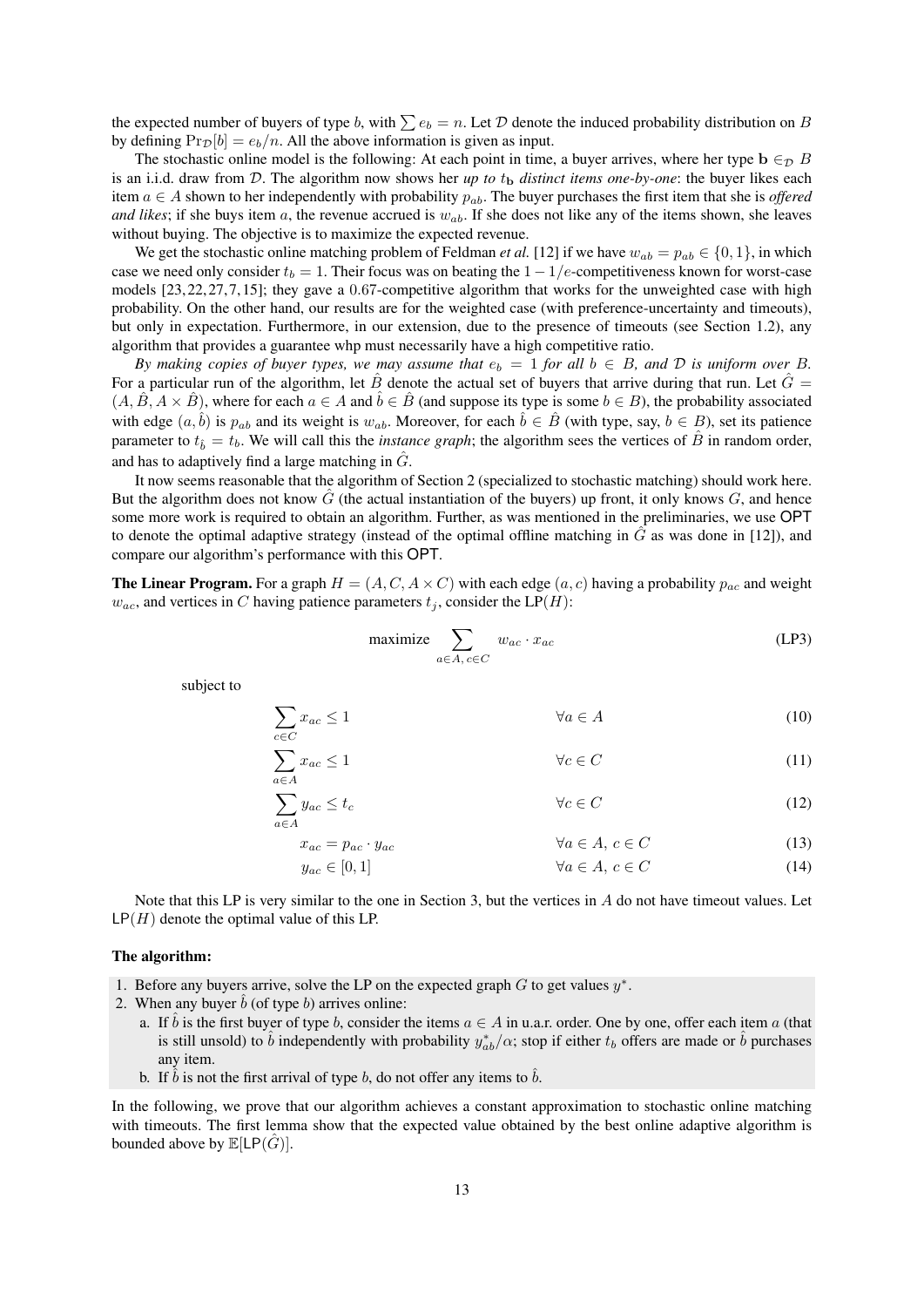the expected number of buyers of type $b$, with $\sum e_b = n$. Let $\mathcal{D}$ denote the induced probability distribution on $B$ by defining $\Pr_{\mathcal{D}}[b] = e_b/n$. All the above information is given as input.

The stochastic online model is the following: At each point in time, a buyer arrives, where her type $\mathbf{b} \in_{\mathcal{D}} B$ is an i.i.d. draw from $\mathcal{D}$. The algorithm now shows her *up to* $t_{\mathbf{b}}$ *distinct items one-by-one*: the buyer likes each item $a \in A$ shown to her independently with probability $p_{ab}$. The buyer purchases the first item that she is *offered and likes*; if she buys item $a$, the revenue accrued is $w_{ab}$. If she does not like any of the items shown, she leaves without buying. The objective is to maximize the expected revenue.

We get the stochastic online matching problem of Feldman *et al.* [12] if we have $w_{ab} = p_{ab} \in \{0, 1\}$, in which case we need only consider $t_b = 1$. Their focus was on beating the $1 - 1/e$-competitiveness known for worst-case models [23, 22, 27, 7, 15]; they gave a 0.67-competitive algorithm that works for the unweighted case with high probability. On the other hand, our results are for the weighted case (with preference-uncertainty and timeouts), but only in expectation. Furthermore, in our extension, due to the presence of timeouts (see Section 1.2), any algorithm that provides a guarantee whp must necessarily have a high competitive ratio.

*By making copies of buyer types, we may assume that* $e_b = 1$ *for all* $b \in B$, *and* $\mathcal{D}$ *is uniform over* $B$. For a particular run of the algorithm, let $\hat{B}$ denote the actual set of buyers that arrive during that run. Let $\hat{G} = (A, \hat{B}, A \times \hat{B})$, where for each $a \in A$ and $\hat{b} \in \hat{B}$ (and suppose its type is some $b \in B$), the probability associated with edge $(a, \hat{b})$ is $p_{ab}$ and its weight is $w_{ab}$. Moreover, for each $\hat{b} \in \hat{B}$ (with type, say, $b \in B$), set its patience parameter to $t_{\hat{b}} = t_b$. We will call this the *instance graph*; the algorithm sees the vertices of $\hat{B}$ in random order, and has to adaptively find a large matching in $\hat{G}$.

It now seems reasonable that the algorithm of Section 2 (specialized to stochastic matching) should work here. But the algorithm does not know $\hat{G}$ (the actual instantiation of the buyers) up front, it only knows $G$, and hence some more work is required to obtain an algorithm. Further, as was mentioned in the preliminaries, we use OPT to denote the optimal adaptive strategy (instead of the optimal offline matching in $\hat{G}$ as was done in [12]), and compare our algorithm's performance with this OPT.

**The Linear Program.** For a graph $H = (A, C, A \times C)$ with each edge $(a, c)$ having a probability $p_{ac}$ and weight $w_{ac}$, and vertices in $C$ having patience parameters $t_j$, consider the LP($H$):

$$\text{maximize} \sum_{a \in A,\, c \in C} w_{ac} \cdot x_{ac} \tag{LP3}$$

subject to

$$\sum_{c \in C} x_{ac} \le 1 \qquad \forall a \in A \tag{10}$$

$$\sum_{a \in A} x_{ac} \le 1 \qquad \forall c \in C \tag{11}$$

$$\sum_{a \in A} y_{ac} \le t_c \qquad \forall c \in C \tag{12}$$

$$x_{ac} = p_{ac} \cdot y_{ac} \qquad \forall a \in A,\, c \in C \tag{13}$$

$$y_{ac} \in [0, 1] \qquad \forall a \in A,\, c \in C \tag{14}$$

Note that this LP is very similar to the one in Section 3, but the vertices in $A$ do not have timeout values. Let $\mathsf{LP}(H)$ denote the optimal value of this LP.

**The algorithm:**

1. Before any buyers arrive, solve the LP on the expected graph $G$ to get values $y^*$.
2. When any buyer $\hat{b}$ (of type $b$) arrives online:
   a. If $\hat{b}$ is the first buyer of type $b$, consider the items $a \in A$ in u.a.r. order. One by one, offer each item $a$ (that is still unsold) to $\hat{b}$ independently with probability $y^*_{ab}/\alpha$; stop if either $t_b$ offers are made or $\hat{b}$ purchases any item.
   b. If $\hat{b}$ is not the first arrival of type $b$, do not offer any items to $\hat{b}$.

In the following, we prove that our algorithm achieves a constant approximation to stochastic online matching with timeouts. The first lemma show that the expected value obtained by the best online adaptive algorithm is bounded above by $\mathbb{E}[\mathsf{LP}(\hat{G})]$.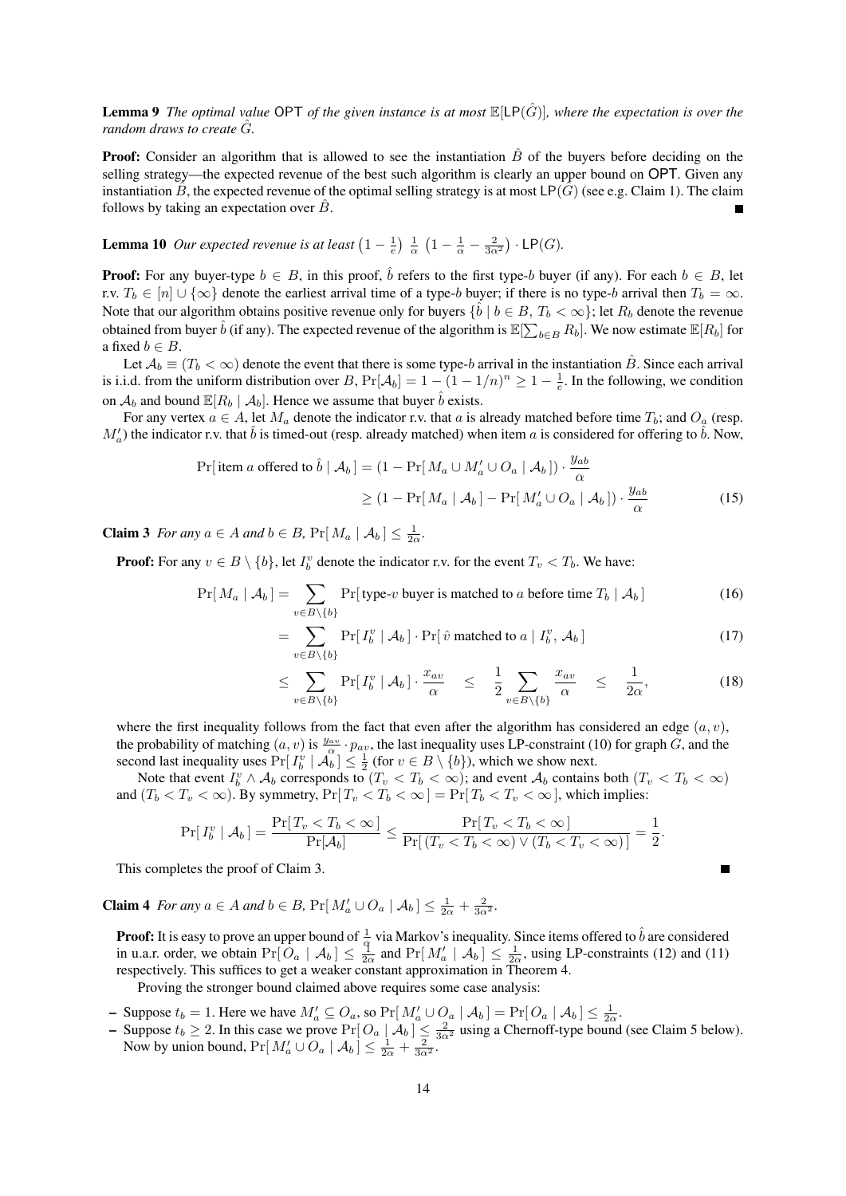**Lemma 9** *The optimal value* OPT *of the given instance is at most* $\mathbb{E}[\mathsf{LP}(\hat{G})]$*, where the expectation is over the random draws to create* $\hat{G}$*.*

**Proof:** Consider an algorithm that is allowed to see the instantiation $\hat{B}$ of the buyers before deciding on the selling strategy—the expected revenue of the best such algorithm is clearly an upper bound on OPT. Given any instantiation $\hat{B}$, the expected revenue of the optimal selling strategy is at most $\mathsf{LP}(\hat{G})$ (see e.g. Claim 1). The claim follows by taking an expectation over $\hat{B}$. ∎

**Lemma 10** *Our expected revenue is at least* $\left(1-\frac{1}{e}\right)\,\frac{1}{\alpha}\,\left(1-\frac{1}{\alpha}-\frac{2}{3\alpha^2}\right)\cdot \mathsf{LP}(G)$*.*

**Proof:** For any buyer-type $b \in B$, in this proof, $\hat{b}$ refers to the first type-$b$ buyer (if any). For each $b \in B$, let r.v. $T_b \in [n] \cup \{\infty\}$ denote the earliest arrival time of a type-$b$ buyer; if there is no type-$b$ arrival then $T_b = \infty$. Note that our algorithm obtains positive revenue only for buyers $\{\hat{b} \mid b \in B,\, T_b < \infty\}$; let $R_b$ denote the revenue obtained from buyer $\hat{b}$ (if any). The expected revenue of the algorithm is $\mathbb{E}[\sum_{b\in B} R_b]$. We now estimate $\mathbb{E}[R_b]$ for a fixed $b \in B$.

Let $\mathcal{A}_b \equiv (T_b < \infty)$ denote the event that there is some type-$b$ arrival in the instantiation $\hat{B}$. Since each arrival is i.i.d. from the uniform distribution over $B$, $\Pr[\mathcal{A}_b] = 1 - (1-1/n)^n \geq 1 - \frac{1}{e}$. In the following, we condition on $\mathcal{A}_b$ and bound $\mathbb{E}[R_b \mid \mathcal{A}_b]$. Hence we assume that buyer $\hat{b}$ exists.

For any vertex $a \in A$, let $M_a$ denote the indicator r.v. that $a$ is already matched before time $T_b$; and $O_a$ (resp. $M'_a$) the indicator r.v. that $\hat{b}$ is timed-out (resp. already matched) when item $a$ is considered for offering to $\hat{b}$. Now,

$$
\begin{aligned}
\Pr[\,\text{item } a \text{ offered to } \hat{b} \mid \mathcal{A}_b\,] &= (1 - \Pr[\,M_a \cup M'_a \cup O_a \mid \mathcal{A}_b\,]) \cdot \frac{y_{ab}}{\alpha} \\
&\geq (1 - \Pr[\,M_a \mid \mathcal{A}_b\,] - \Pr[\,M'_a \cup O_a \mid \mathcal{A}_b\,]) \cdot \frac{y_{ab}}{\alpha}
\end{aligned} \tag{15}
$$

**Claim 3** *For any* $a \in A$ *and* $b \in B$*,* $\Pr[\,M_a \mid \mathcal{A}_b\,] \leq \frac{1}{2\alpha}$*.*

**Proof:** For any $v \in B \setminus \{b\}$, let $I^v_b$ denote the indicator r.v. for the event $T_v < T_b$. We have:

$$
\Pr[\,M_a \mid \mathcal{A}_b\,] = \sum_{v\in B\setminus\{b\}} \Pr[\,\text{type-}v \text{ buyer is matched to } a \text{ before time } T_b \mid \mathcal{A}_b\,] \tag{16}
$$

$$
= \sum_{v\in B\setminus\{b\}} \Pr[\,I^v_b \mid \mathcal{A}_b\,] \cdot \Pr[\,\hat{v} \text{ matched to } a \mid I^v_b,\, \mathcal{A}_b\,] \tag{17}
$$

$$
\leq \sum_{v\in B\setminus\{b\}} \Pr[\,I^v_b \mid \mathcal{A}_b\,] \cdot \frac{x_{av}}{\alpha} \quad \leq \quad \frac{1}{2} \sum_{v\in B\setminus\{b\}} \frac{x_{av}}{\alpha} \quad \leq \quad \frac{1}{2\alpha}, \tag{18}
$$

where the first inequality follows from the fact that even after the algorithm has considered an edge $(a,v)$, the probability of matching $(a,v)$ is $\frac{y_{av}}{\alpha} \cdot p_{av}$, the last inequality uses LP-constraint (10) for graph $G$, and the second last inequality uses $\Pr[\,I^v_b \mid \mathcal{A}_b\,] \leq \frac{1}{2}$ (for $v \in B \setminus \{b\}$), which we show next.

Note that event $I^v_b \wedge \mathcal{A}_b$ corresponds to $(T_v < T_b < \infty)$; and event $\mathcal{A}_b$ contains both $(T_v < T_b < \infty)$ and $(T_b < T_v < \infty)$. By symmetry, $\Pr[\,T_v < T_b < \infty\,] = \Pr[\,T_b < T_v < \infty\,]$, which implies:

$$
\Pr[\,I^v_b \mid \mathcal{A}_b\,] = \frac{\Pr[\,T_v < T_b < \infty\,]}{\Pr[\mathcal{A}_b]} \leq \frac{\Pr[\,T_v < T_b < \infty\,]}{\Pr[\,(T_v < T_b < \infty) \vee (T_b < T_v < \infty)\,]} = \frac{1}{2}.
$$

This completes the proof of Claim 3. ∎

**Claim 4** *For any* $a \in A$ *and* $b \in B$*,* $\Pr[\,M'_a \cup O_a \mid \mathcal{A}_b\,] \leq \frac{1}{2\alpha} + \frac{2}{3\alpha^2}$*.*

**Proof:** It is easy to prove an upper bound of $\frac{1}{\alpha}$ via Markov's inequality. Since items offered to $\hat{b}$ are considered in u.a.r. order, we obtain $\Pr[\,O_a \mid \mathcal{A}_b\,] \leq \frac{1}{2\alpha}$ and $\Pr[\,M'_a \mid \mathcal{A}_b\,] \leq \frac{1}{2\alpha}$, using LP-constraints (12) and (11) respectively. This suffices to get a weaker constant approximation in Theorem 4.

Proving the stronger bound claimed above requires some case analysis:

- Suppose $t_b = 1$. Here we have $M'_a \subseteq O_a$, so $\Pr[\,M'_a \cup O_a \mid \mathcal{A}_b\,] = \Pr[\,O_a \mid \mathcal{A}_b\,] \leq \frac{1}{2\alpha}$.
- Suppose $t_b \geq 2$. In this case we prove $\Pr[\,O_a \mid \mathcal{A}_b\,] \leq \frac{2}{3\alpha^2}$ using a Chernoff-type bound (see Claim 5 below). Now by union bound, $\Pr[\,M'_a \cup O_a \mid \mathcal{A}_b\,] \leq \frac{1}{2\alpha} + \frac{2}{3\alpha^2}$.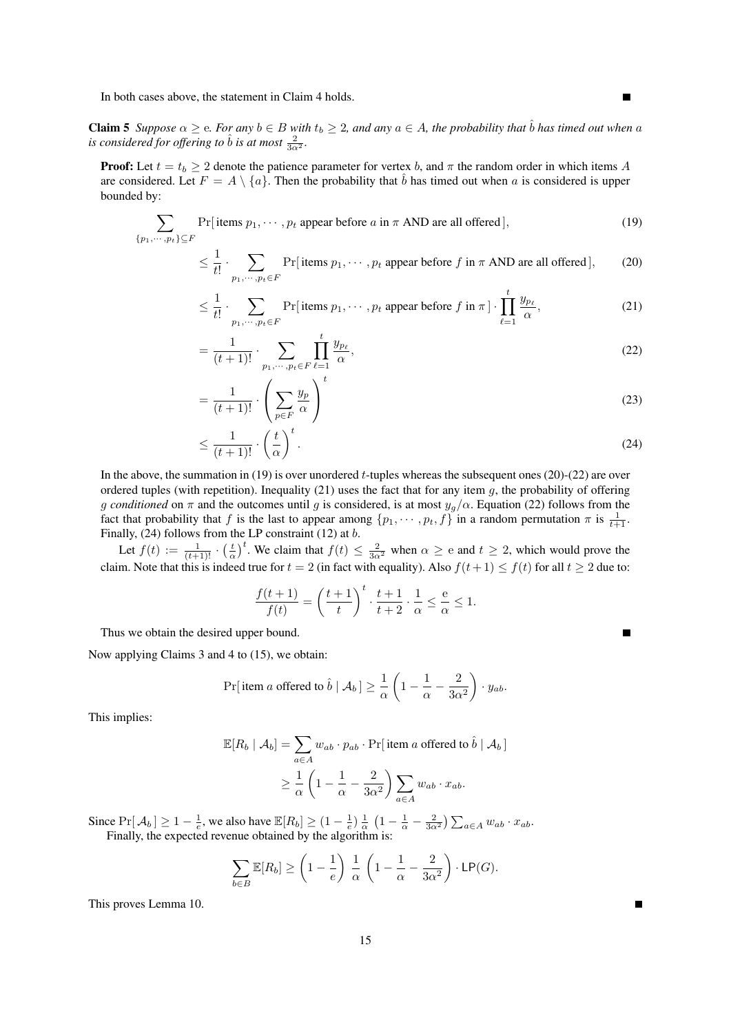In both cases above, the statement in Claim 4 holds. ∎

**Claim 5** *Suppose $\alpha \geq \mathrm{e}$. For any $b \in B$ with $t_b \geq 2$, and any $a \in A$, the probability that $\hat{b}$ has timed out when $a$ is considered for offering to $\hat{b}$ is at most $\frac{2}{3\alpha^2}$.*

**Proof:** Let $t = t_b \geq 2$ denote the patience parameter for vertex $b$, and $\pi$ the random order in which items $A$ are considered. Let $F = A \setminus \{a\}$. Then the probability that $\hat{b}$ has timed out when $a$ is considered is upper bounded by:

$$\sum_{\{p_1,\cdots,p_t\}\subseteq F} \Pr[\text{ items } p_1, \cdots, p_t \text{ appear before } a \text{ in } \pi \text{ AND are all offered }], \tag{19}$$

$$\leq \frac{1}{t!} \cdot \sum_{p_1,\cdots,p_t \in F} \Pr[\text{ items } p_1, \cdots, p_t \text{ appear before } f \text{ in } \pi \text{ AND are all offered }], \tag{20}$$

$$\leq \frac{1}{t!} \cdot \sum_{p_1,\cdots,p_t \in F} \Pr[\text{ items } p_1, \cdots, p_t \text{ appear before } f \text{ in } \pi\,] \cdot \prod_{\ell=1}^{t} \frac{y_{p_\ell}}{\alpha}, \tag{21}$$

$$= \frac{1}{(t+1)!} \cdot \sum_{p_1,\cdots,p_t \in F} \prod_{\ell=1}^{t} \frac{y_{p_\ell}}{\alpha}, \tag{22}$$

$$= \frac{1}{(t+1)!} \cdot \left( \sum_{p \in F} \frac{y_p}{\alpha} \right)^t \tag{23}$$

$$\leq \frac{1}{(t+1)!} \cdot \left( \frac{t}{\alpha} \right)^t. \tag{24}$$

In the above, the summation in (19) is over unordered $t$-tuples whereas the subsequent ones (20)-(22) are over ordered tuples (with repetition). Inequality (21) uses the fact that for any item $g$, the probability of offering $g$ *conditioned* on $\pi$ and the outcomes until $g$ is considered, is at most $y_g/\alpha$. Equation (22) follows from the fact that probability that $f$ is the last to appear among $\{p_1, \cdots, p_t, f\}$ in a random permutation $\pi$ is $\frac{1}{t+1}$. Finally, (24) follows from the LP constraint (12) at $b$.

Let $f(t) := \frac{1}{(t+1)!} \cdot \left(\frac{t}{\alpha}\right)^t$. We claim that $f(t) \leq \frac{2}{3\alpha^2}$ when $\alpha \geq \mathrm{e}$ and $t \geq 2$, which would prove the claim. Note that this is indeed true for $t = 2$ (in fact with equality). Also $f(t+1) \leq f(t)$ for all $t \geq 2$ due to:

$$\frac{f(t+1)}{f(t)} = \left(\frac{t+1}{t}\right)^t \cdot \frac{t+1}{t+2} \cdot \frac{1}{\alpha} \leq \frac{\mathrm{e}}{\alpha} \leq 1.$$

Thus we obtain the desired upper bound. ∎

Now applying Claims 3 and 4 to (15), we obtain:

$$\Pr[\text{ item } a \text{ offered to } \hat{b} \mid \mathcal{A}_b\,] \geq \frac{1}{\alpha}\left(1 - \frac{1}{\alpha} - \frac{2}{3\alpha^2}\right) \cdot y_{ab}.$$

This implies:

$$\begin{aligned}
\mathbb{E}[R_b \mid \mathcal{A}_b] &= \sum_{a \in A} w_{ab} \cdot p_{ab} \cdot \Pr[\text{ item } a \text{ offered to } \hat{b} \mid \mathcal{A}_b\,] \\
&\geq \frac{1}{\alpha}\left(1 - \frac{1}{\alpha} - \frac{2}{3\alpha^2}\right) \sum_{a \in A} w_{ab} \cdot x_{ab}.
\end{aligned}$$

Since $\Pr[\,\mathcal{A}_b\,] \geq 1 - \frac{1}{e}$, we also have $\mathbb{E}[R_b] \geq (1 - \frac{1}{e}) \frac{1}{\alpha} \left(1 - \frac{1}{\alpha} - \frac{2}{3\alpha^2}\right) \sum_{a \in A} w_{ab} \cdot x_{ab}$.

Finally, the expected revenue obtained by the algorithm is:

$$\sum_{b \in B} \mathbb{E}[R_b] \geq \left(1 - \frac{1}{e}\right) \frac{1}{\alpha} \left(1 - \frac{1}{\alpha} - \frac{2}{3\alpha^2}\right) \cdot \mathsf{LP}(G).$$

This proves Lemma 10. ∎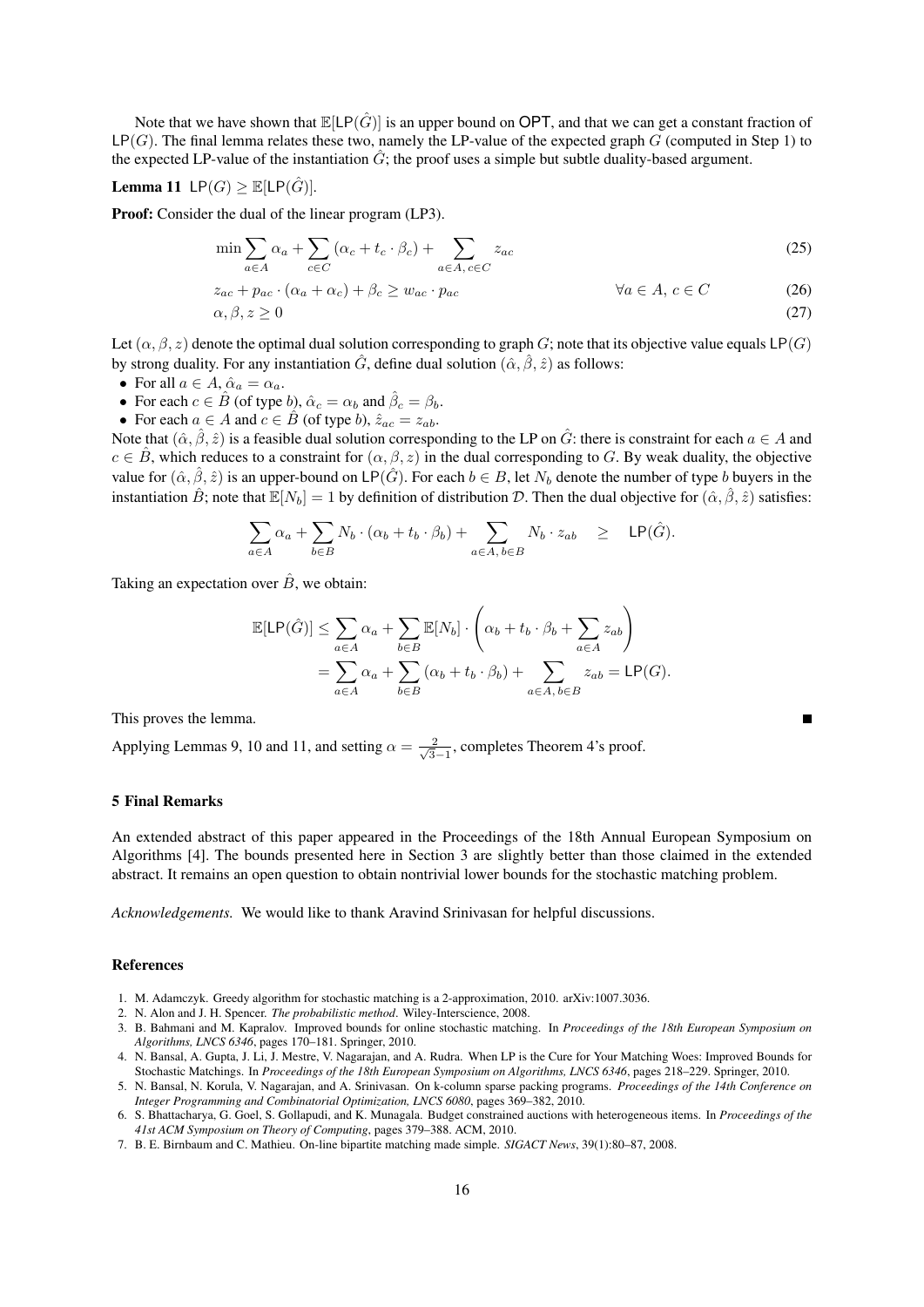Note that we have shown that $\mathbb{E}[\mathsf{LP}(\hat{G})]$ is an upper bound on $\mathsf{OPT}$, and that we can get a constant fraction of $\mathsf{LP}(G)$. The final lemma relates these two, namely the LP-value of the expected graph $G$ (computed in Step 1) to the expected LP-value of the instantiation $\hat{G}$; the proof uses a simple but subtle duality-based argument.

**Lemma 11** $\mathsf{LP}(G) \geq \mathbb{E}[\mathsf{LP}(\hat{G})]$.

**Proof:** Consider the dual of the linear program (LP3).

$$\min \sum_{a \in A} \alpha_a + \sum_{c \in C} (\alpha_c + t_c \cdot \beta_c) + \sum_{a \in A,\, c \in C} z_{ac} \tag{25}$$

$$z_{ac} + p_{ac} \cdot (\alpha_a + \alpha_c) + \beta_c \geq w_{ac} \cdot p_{ac} \qquad \forall a \in A,\, c \in C \tag{26}$$

$$\alpha, \beta, z \geq 0 \tag{27}$$

Let $(\alpha, \beta, z)$ denote the optimal dual solution corresponding to graph $G$; note that its objective value equals $\mathsf{LP}(G)$ by strong duality. For any instantiation $\hat{G}$, define dual solution $(\hat{\alpha}, \hat{\beta}, \hat{z})$ as follows:

- For all $a \in A$, $\hat{\alpha}_a = \alpha_a$.
- For each $c \in \hat{B}$ (of type $b$), $\hat{\alpha}_c = \alpha_b$ and $\hat{\beta}_c = \beta_b$.
- For each $a \in A$ and $c \in \hat{B}$ (of type $b$), $\hat{z}_{ac} = z_{ab}$.

Note that $(\hat{\alpha}, \hat{\beta}, \hat{z})$ is a feasible dual solution corresponding to the LP on $\hat{G}$: there is constraint for each $a \in A$ and $c \in \hat{B}$, which reduces to a constraint for $(\alpha, \beta, z)$ in the dual corresponding to $G$. By weak duality, the objective value for $(\hat{\alpha}, \hat{\beta}, \hat{z})$ is an upper-bound on $\mathsf{LP}(\hat{G})$. For each $b \in B$, let $N_b$ denote the number of type $b$ buyers in the instantiation $\hat{B}$; note that $\mathbb{E}[N_b] = 1$ by definition of distribution $\mathcal{D}$. Then the dual objective for $(\hat{\alpha}, \hat{\beta}, \hat{z})$ satisfies:

$$\sum_{a \in A} \alpha_a + \sum_{b \in B} N_b \cdot (\alpha_b + t_b \cdot \beta_b) + \sum_{a \in A,\, b \in B} N_b \cdot z_{ab} \quad \geq \quad \mathsf{LP}(\hat{G}).$$

Taking an expectation over $\hat{B}$, we obtain:

$$\begin{aligned}
\mathbb{E}[\mathsf{LP}(\hat{G})] &\leq \sum_{a \in A} \alpha_a + \sum_{b \in B} \mathbb{E}[N_b] \cdot \left( \alpha_b + t_b \cdot \beta_b + \sum_{a \in A} z_{ab} \right) \\
&= \sum_{a \in A} \alpha_a + \sum_{b \in B} (\alpha_b + t_b \cdot \beta_b) + \sum_{a \in A,\, b \in B} z_{ab} = \mathsf{LP}(G).
\end{aligned}$$

This proves the lemma. ∎

Applying Lemmas 9, 10 and 11, and setting $\alpha = \frac{2}{\sqrt{3}-1}$, completes Theorem 4's proof.

## 5 Final Remarks

An extended abstract of this paper appeared in the Proceedings of the 18th Annual European Symposium on Algorithms [4]. The bounds presented here in Section 3 are slightly better than those claimed in the extended abstract. It remains an open question to obtain nontrivial lower bounds for the stochastic matching problem.

*Acknowledgements.* We would like to thank Aravind Srinivasan for helpful discussions.

## References

1. M. Adamczyk. Greedy algorithm for stochastic matching is a 2-approximation, 2010. arXiv:1007.3036.
2. N. Alon and J. H. Spencer. *The probabilistic method*. Wiley-Interscience, 2008.
3. B. Bahmani and M. Kapralov. Improved bounds for online stochastic matching. In *Proceedings of the 18th European Symposium on Algorithms, LNCS 6346*, pages 170–181. Springer, 2010.
4. N. Bansal, A. Gupta, J. Li, J. Mestre, V. Nagarajan, and A. Rudra. When LP is the Cure for Your Matching Woes: Improved Bounds for Stochastic Matchings. In *Proceedings of the 18th European Symposium on Algorithms, LNCS 6346*, pages 218–229. Springer, 2010.
5. N. Bansal, N. Korula, V. Nagarajan, and A. Srinivasan. On k-column sparse packing programs. *Proceedings of the 14th Conference on Integer Programming and Combinatorial Optimization, LNCS 6080*, pages 369–382, 2010.
6. S. Bhattacharya, G. Goel, S. Gollapudi, and K. Munagala. Budget constrained auctions with heterogeneous items. In *Proceedings of the 41st ACM Symposium on Theory of Computing*, pages 379–388. ACM, 2010.
7. B. E. Birnbaum and C. Mathieu. On-line bipartite matching made simple. *SIGACT News*, 39(1):80–87, 2008.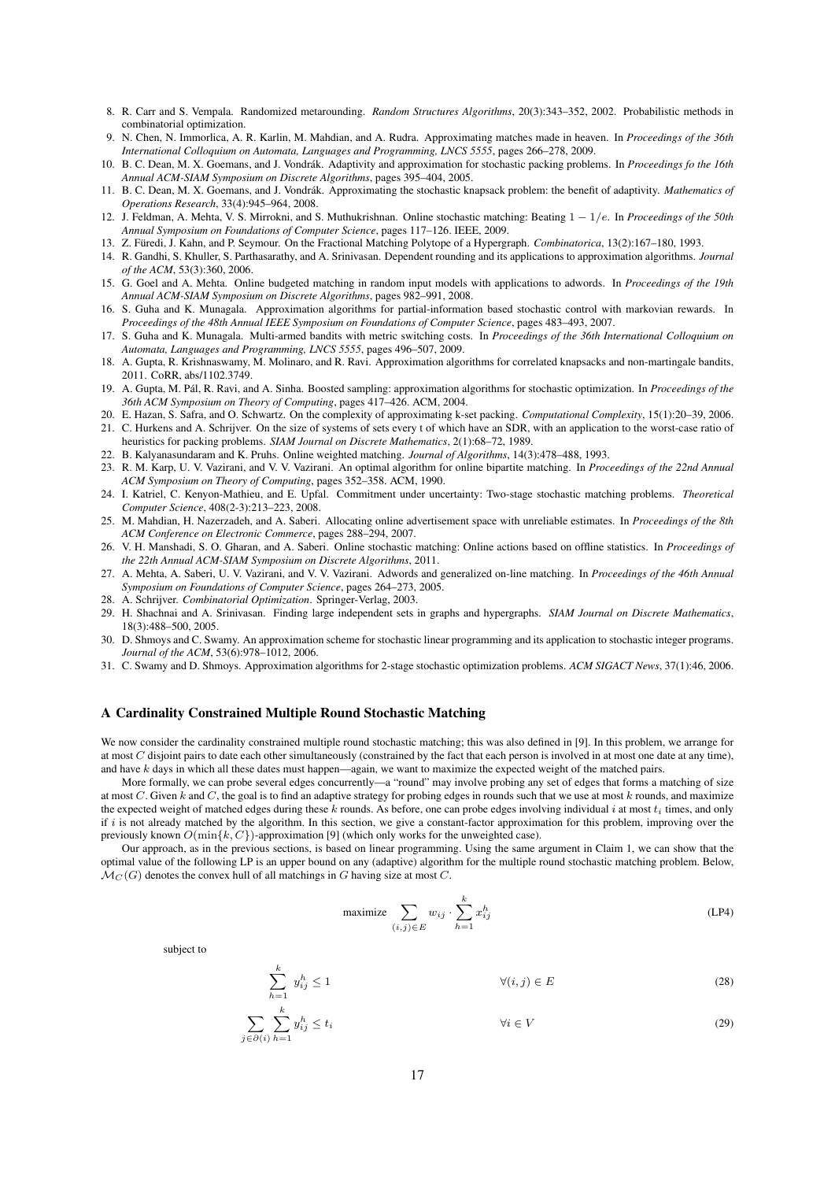8. R. Carr and S. Vempala. Randomized metarounding. *Random Structures Algorithms*, 20(3):343–352, 2002. Probabilistic methods in combinatorial optimization.
9. N. Chen, N. Immorlica, A. R. Karlin, M. Mahdian, and A. Rudra. Approximating matches made in heaven. In *Proceedings of the 36th International Colloquium on Automata, Languages and Programming, LNCS 5555*, pages 266–278, 2009.
10. B. C. Dean, M. X. Goemans, and J. Vondrák. Adaptivity and approximation for stochastic packing problems. In *Proceedings fo the 16th Annual ACM-SIAM Symposium on Discrete Algorithms*, pages 395–404, 2005.
11. B. C. Dean, M. X. Goemans, and J. Vondrák. Approximating the stochastic knapsack problem: the benefit of adaptivity. *Mathematics of Operations Research*, 33(4):945–964, 2008.
12. J. Feldman, A. Mehta, V. S. Mirrokni, and S. Muthukrishnan. Online stochastic matching: Beating $1 - 1/e$. In *Proceedings of the 50th Annual Symposium on Foundations of Computer Science*, pages 117–126. IEEE, 2009.
13. Z. Füredi, J. Kahn, and P. Seymour. On the Fractional Matching Polytope of a Hypergraph. *Combinatorica*, 13(2):167–180, 1993.
14. R. Gandhi, S. Khuller, S. Parthasarathy, and A. Srinivasan. Dependent rounding and its applications to approximation algorithms. *Journal of the ACM*, 53(3):360, 2006.
15. G. Goel and A. Mehta. Online budgeted matching in random input models with applications to adwords. In *Proceedings of the 19th Annual ACM-SIAM Symposium on Discrete Algorithms*, pages 982–991, 2008.
16. S. Guha and K. Munagala. Approximation algorithms for partial-information based stochastic control with markovian rewards. In *Proceedings of the 48th Annual IEEE Symposium on Foundations of Computer Science*, pages 483–493, 2007.
17. S. Guha and K. Munagala. Multi-armed bandits with metric switching costs. In *Proceedings of the 36th International Colloquium on Automata, Languages and Programming, LNCS 5555*, pages 496–507, 2009.
18. A. Gupta, R. Krishnaswamy, M. Molinaro, and R. Ravi. Approximation algorithms for correlated knapsacks and non-martingale bandits, 2011. CoRR, abs/1102.3749.
19. A. Gupta, M. Pál, R. Ravi, and A. Sinha. Boosted sampling: approximation algorithms for stochastic optimization. In *Proceedings of the 36th ACM Symposium on Theory of Computing*, pages 417–426. ACM, 2004.
20. E. Hazan, S. Safra, and O. Schwartz. On the complexity of approximating k-set packing. *Computational Complexity*, 15(1):20–39, 2006.
21. C. Hurkens and A. Schrijver. On the size of systems of sets every t of which have an SDR, with an application to the worst-case ratio of heuristics for packing problems. *SIAM Journal on Discrete Mathematics*, 2(1):68–72, 1989.
22. B. Kalyanasundaram and K. Pruhs. Online weighted matching. *Journal of Algorithms*, 14(3):478–488, 1993.
23. R. M. Karp, U. V. Vazirani, and V. V. Vazirani. An optimal algorithm for online bipartite matching. In *Proceedings of the 22nd Annual ACM Symposium on Theory of Computing*, pages 352–358. ACM, 1990.
24. I. Katriel, C. Kenyon-Mathieu, and E. Upfal. Commitment under uncertainty: Two-stage stochastic matching problems. *Theoretical Computer Science*, 408(2-3):213–223, 2008.
25. M. Mahdian, H. Nazerzadeh, and A. Saberi. Allocating online advertisement space with unreliable estimates. In *Proceedings of the 8th ACM Conference on Electronic Commerce*, pages 288–294, 2007.
26. V. H. Manshadi, S. O. Gharan, and A. Saberi. Online stochastic matching: Online actions based on offline statistics. In *Proceedings of the 22th Annual ACM-SIAM Symposium on Discrete Algorithms*, 2011.
27. A. Mehta, A. Saberi, U. V. Vazirani, and V. V. Vazirani. Adwords and generalized on-line matching. In *Proceedings of the 46th Annual Symposium on Foundations of Computer Science*, pages 264–273, 2005.
28. A. Schrijver. *Combinatorial Optimization*. Springer-Verlag, 2003.
29. H. Shachnai and A. Srinivasan. Finding large independent sets in graphs and hypergraphs. *SIAM Journal on Discrete Mathematics*, 18(3):488–500, 2005.
30. D. Shmoys and C. Swamy. An approximation scheme for stochastic linear programming and its application to stochastic integer programs. *Journal of the ACM*, 53(6):978–1012, 2006.
31. C. Swamy and D. Shmoys. Approximation algorithms for 2-stage stochastic optimization problems. *ACM SIGACT News*, 37(1):46, 2006.

## A Cardinality Constrained Multiple Round Stochastic Matching

We now consider the cardinality constrained multiple round stochastic matching; this was also defined in [9]. In this problem, we arrange for at most $C$ disjoint pairs to date each other simultaneously (constrained by the fact that each person is involved in at most one date at any time), and have $k$ days in which all these dates must happen—again, we want to maximize the expected weight of the matched pairs.

More formally, we can probe several edges concurrently—a "round" may involve probing any set of edges that forms a matching of size at most $C$. Given $k$ and $C$, the goal is to find an adaptive strategy for probing edges in rounds such that we use at most $k$ rounds, and maximize the expected weight of matched edges during these $k$ rounds. As before, one can probe edges involving individual $i$ at most $t_i$ times, and only if $i$ is not already matched by the algorithm. In this section, we give a constant-factor approximation for this problem, improving over the previously known $O(\min\{k, C\})$-approximation [9] (which only works for the unweighted case).

Our approach, as in the previous sections, is based on linear programming. Using the same argument in Claim 1, we can show that the optimal value of the following LP is an upper bound on any (adaptive) algorithm for the multiple round stochastic matching problem. Below, $\mathcal{M}_C(G)$ denotes the convex hull of all matchings in $G$ having size at most $C$.

$$\text{maximize} \sum_{(i,j)\in E} w_{ij} \cdot \sum_{h=1}^{k} x_{ij}^h \tag{LP4}$$

subject to

$$\sum_{h=1}^{k} y_{ij}^h \leq 1 \qquad \forall (i,j) \in E \tag{28}$$

$$\sum_{j\in\partial(i)} \sum_{h=1}^{k} y_{ij}^h \leq t_i \qquad \forall i \in V \tag{29}$$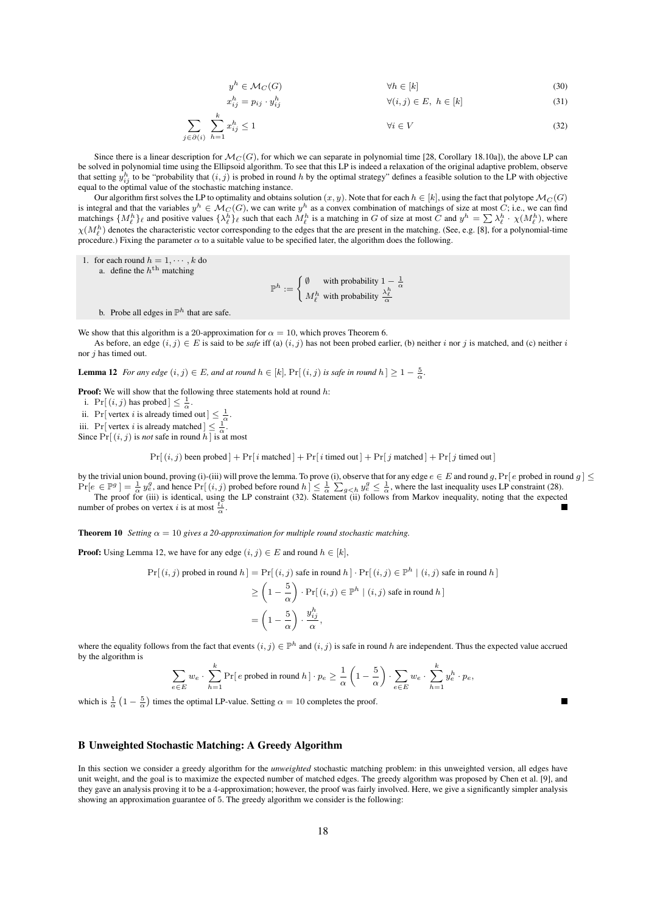$$y^h \in \mathcal{M}_C(G) \qquad \forall h \in [k] \tag{30}$$

$$x^h_{ij} = p_{ij} \cdot y^h_{ij} \qquad \forall (i,j) \in E,\ h \in [k] \tag{31}$$

$$\sum_{j \in \partial(i)} \sum_{h=1}^{k} x^h_{ij} \leq 1 \qquad \forall i \in V \tag{32}$$

Since there is a linear description for $\mathcal{M}_C(G)$, for which we can separate in polynomial time [28, Corollary 18.10a]), the above LP can be solved in polynomial time using the Ellipsoid algorithm. To see that this LP is indeed a relaxation of the original adaptive problem, observe that setting $y^h_{ij}$ to be "probability that $(i,j)$ is probed in round $h$ by the optimal strategy" defines a feasible solution to the LP with objective equal to the optimal value of the stochastic matching instance.

Our algorithm first solves the LP to optimality and obtains solution $(x, y)$. Note that for each $h \in [k]$, using the fact that polytope $\mathcal{M}_C(G)$ is integral and that the variables $y^h \in \mathcal{M}_C(G)$, we can write $y^h$ as a convex combination of matchings of size at most $C$; i.e., we can find matchings $\{M^h_\ell\}_\ell$ and positive values $\{\lambda^h_\ell\}_\ell$ such that each $M^h_\ell$ is a matching in $G$ of size at most $C$ and $y^h = \sum \lambda^h_\ell \cdot \chi(M^h_\ell)$, where $\chi(M^h_\ell)$ denotes the characteristic vector corresponding to the edges that the are present in the matching. (See, e.g. [8], for a polynomial-time procedure.) Fixing the parameter $\alpha$ to a suitable value to be specified later, the algorithm does the following.

1. for each round $h = 1, \cdots, k$ do
   a. define the $h^{\text{th}}$ matching
   $$\mathbb{P}^h := \begin{cases} \emptyset & \text{with probability } 1 - \frac{1}{\alpha} \\ M^h_\ell & \text{with probability } \frac{\lambda^h_\ell}{\alpha} \end{cases}$$
   b. Probe all edges in $\mathbb{P}^h$ that are safe.

We show that this algorithm is a 20-approximation for $\alpha = 10$, which proves Theorem 6.

As before, an edge $(i,j) \in E$ is said to be *safe* iff (a) $(i,j)$ has not been probed earlier, (b) neither $i$ nor $j$ is matched, and (c) neither $i$ nor $j$ has timed out.

**Lemma 12** *For any edge $(i,j) \in E$, and at round $h \in [k]$, $\Pr[\,(i,j) \text{ is safe in round } h\,] \geq 1 - \frac{5}{\alpha}$.*

**Proof:** We will show that the following three statements hold at round $h$:

i. $\Pr[\,(i,j) \text{ has probed}\,] \leq \frac{1}{\alpha}$.
ii. $\Pr[\,\text{vertex } i \text{ is already timed out}\,] \leq \frac{1}{\alpha}$.
iii. $\Pr[\,\text{vertex } i \text{ is already matched}\,] \leq \frac{1}{\alpha}$.

Since $\Pr[\,(i,j) \text{ is } not \text{ safe in round } h\,]$ is at most

$$\Pr[\,(i,j) \text{ been probed}\,] + \Pr[\,i \text{ matched}\,] + \Pr[\,i \text{ timed out}\,] + \Pr[\,j \text{ matched}\,] + \Pr[\,j \text{ timed out}\,]$$

by the trivial union bound, proving (i)-(iii) will prove the lemma. To prove (i), observe that for any edge $e \in E$ and round $g$, $\Pr[\,e \text{ probed in round } g\,] \leq \Pr[e \in \mathbb{P}^g\,] = \frac{1}{\alpha}\, y^g_e$, and hence $\Pr[\,(i,j) \text{ probed before round } h\,] \leq \frac{1}{\alpha} \sum_{g<h} y^g_e \leq \frac{1}{\alpha}$, where the last inequality uses LP constraint (28).

The proof for (iii) is identical, using the LP constraint (32). Statement (ii) follows from Markov inequality, noting that the expected number of probes on vertex $i$ is at most $\frac{t_i}{\alpha}$. ∎

**Theorem 10** *Setting $\alpha = 10$ gives a 20-approximation for multiple round stochastic matching.*

**Proof:** Using Lemma 12, we have for any edge $(i,j) \in E$ and round $h \in [k]$,

$$\begin{aligned}
\Pr[\,(i,j) \text{ probed in round } h\,] &= \Pr[\,(i,j) \text{ safe in round } h\,] \cdot \Pr[\,(i,j) \in \mathbb{P}^h \mid (i,j) \text{ safe in round } h\,] \\
&\geq \left(1 - \frac{5}{\alpha}\right) \cdot \Pr[\,(i,j) \in \mathbb{P}^h \mid (i,j) \text{ safe in round } h\,] \\
&= \left(1 - \frac{5}{\alpha}\right) \cdot \frac{y^h_{ij}}{\alpha},
\end{aligned}$$

where the equality follows from the fact that events $(i,j) \in \mathbb{P}^h$ and $(i,j)$ is safe in round $h$ are independent. Thus the expected value accrued by the algorithm is

$$\sum_{e \in E} w_e \cdot \sum_{h=1}^{k} \Pr[\,e \text{ probed in round } h\,] \cdot p_e \geq \frac{1}{\alpha}\left(1 - \frac{5}{\alpha}\right) \cdot \sum_{e \in E} w_e \cdot \sum_{h=1}^{k} y^h_e \cdot p_e,$$

which is $\frac{1}{\alpha}\left(1 - \frac{5}{\alpha}\right)$ times the optimal LP-value. Setting $\alpha = 10$ completes the proof. ∎

## B Unweighted Stochastic Matching: A Greedy Algorithm

In this section we consider a greedy algorithm for the *unweighted* stochastic matching problem: in this unweighted version, all edges have unit weight, and the goal is to maximize the expected number of matched edges. The greedy algorithm was proposed by Chen et al. [9], and they gave an analysis proving it to be a 4-approximation; however, the proof was fairly involved. Here, we give a significantly simpler analysis showing an approximation guarantee of 5. The greedy algorithm we consider is the following: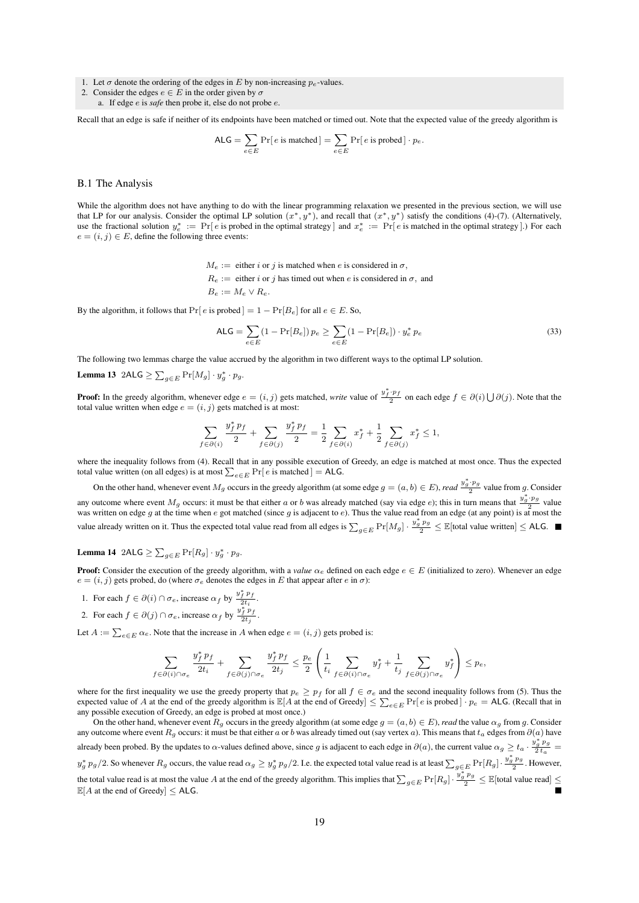1. Let $\sigma$ denote the ordering of the edges in $E$ by non-increasing $p_e$-values.
2. Consider the edges $e \in E$ in the order given by $\sigma$
   a. If edge $e$ is *safe* then probe it, else do not probe $e$.

Recall that an edge is safe if neither of its endpoints have been matched or timed out. Note that the expected value of the greedy algorithm is

$$\mathsf{ALG} = \sum_{e \in E} \Pr[\, e \text{ is matched}\,] = \sum_{e \in E} \Pr[\, e \text{ is probed}\,] \cdot p_e.$$

### B.1 The Analysis

While the algorithm does not have anything to do with the linear programming relaxation we presented in the previous section, we will use that LP for our analysis. Consider the optimal LP solution $(x^*, y^*)$, and recall that $(x^*, y^*)$ satisfy the conditions (4)-(7). (Alternatively, use the fractional solution $y^*_e := \Pr[\, e \text{ is probed in the optimal strategy}\,]$ and $x^*_e := \Pr[\, e \text{ is matched in the optimal strategy}\,]$.) For each $e = (i, j) \in E$, define the following three events:

$$M_e := \text{ either } i \text{ or } j \text{ is matched when } e \text{ is considered in } \sigma,$$
$$R_e := \text{ either } i \text{ or } j \text{ has timed out when } e \text{ is considered in } \sigma, \text{ and}$$
$$B_e := M_e \vee R_e.$$

By the algorithm, it follows that $\Pr[\, e \text{ is probed}\,] = 1 - \Pr[B_e]$ for all $e \in E$. So,

$$\mathsf{ALG} = \sum_{e \in E} (1 - \Pr[B_e])\, p_e \geq \sum_{e \in E} (1 - \Pr[B_e]) \cdot y^*_e\, p_e \tag{33}$$

The following two lemmas charge the value accrued by the algorithm in two different ways to the optimal LP solution.

**Lemma 13** $2\mathsf{ALG} \geq \sum_{g \in E} \Pr[M_g] \cdot y^*_g \cdot p_g$.

**Proof:** In the greedy algorithm, whenever edge $e = (i, j)$ gets matched, *write* value of $\frac{y^*_f \cdot p_f}{2}$ on each edge $f \in \partial(i) \bigcup \partial(j)$. Note that the total value written when edge $e = (i, j)$ gets matched is at most:

$$\sum_{f \in \partial(i)} \frac{y^*_f\, p_f}{2} + \sum_{f \in \partial(j)} \frac{y^*_f\, p_f}{2} = \frac{1}{2} \sum_{f \in \partial(i)} x^*_f + \frac{1}{2} \sum_{f \in \partial(j)} x^*_f \leq 1,$$

where the inequality follows from (4). Recall that in any possible execution of Greedy, an edge is matched at most once. Thus the expected total value written (on all edges) is at most $\sum_{e \in E} \Pr[\, e \text{ is matched}\,] = \mathsf{ALG}$.

On the other hand, whenever event $M_g$ occurs in the greedy algorithm (at some edge $g = (a, b) \in E$), *read* $\frac{y^*_g \cdot p_g}{2}$ value from $g$. Consider any outcome where event $M_g$ occurs: it must be that either $a$ or $b$ was already matched (say via edge $e$); this in turn means that $\frac{y^*_g \cdot p_g}{2}$ value was written on edge $g$ at the time when $e$ got matched (since $g$ is adjacent to $e$). Thus the value read from an edge (at any point) is at most the value already written on it. Thus the expected total value read from all edges is $\sum_{g \in E} \Pr[M_g] \cdot \frac{y^*_g\, p_g}{2} \leq \mathbb{E}[\text{total value written}] \leq \mathsf{ALG}$. ■

**Lemma 14** $2\mathsf{ALG} \geq \sum_{g \in E} \Pr[R_g] \cdot y^*_g \cdot p_g$.

**Proof:** Consider the execution of the greedy algorithm, with a *value* $\alpha_e$ defined on each edge $e \in E$ (initialized to zero). Whenever an edge $e = (i, j)$ gets probed, do (where $\sigma_e$ denotes the edges in $E$ that appear after $e$ in $\sigma$):

1. For each $f \in \partial(i) \cap \sigma_e$, increase $\alpha_f$ by $\frac{y^*_f\, p_f}{2t_i}$.
2. For each $f \in \partial(j) \cap \sigma_e$, increase $\alpha_f$ by $\frac{y^*_f\, p_f}{2t_j}$.

Let $A := \sum_{e \in E} \alpha_e$. Note that the increase in $A$ when edge $e = (i, j)$ gets probed is:

$$\sum_{f \in \partial(i) \cap \sigma_e} \frac{y^*_f\, p_f}{2t_i} + \sum_{f \in \partial(j) \cap \sigma_e} \frac{y^*_f\, p_f}{2t_j} \leq \frac{p_e}{2} \left( \frac{1}{t_i} \sum_{f \in \partial(i) \cap \sigma_e} y^*_f + \frac{1}{t_j} \sum_{f \in \partial(j) \cap \sigma_e} y^*_f \right) \leq p_e,$$

where for the first inequality we use the greedy property that $p_e \geq p_f$ for all $f \in \sigma_e$ and the second inequality follows from (5). Thus the expected value of $A$ at the end of the greedy algorithm is $\mathbb{E}[A \text{ at the end of Greedy}] \leq \sum_{e \in E} \Pr[\, e \text{ is probed}\,] \cdot p_e = \mathsf{ALG}$. (Recall that in any possible execution of Greedy, an edge is probed at most once.)

On the other hand, whenever event $R_g$ occurs in the greedy algorithm (at some edge $g = (a, b) \in E$), *read* the value $\alpha_g$ from $g$. Consider any outcome where event $R_g$ occurs: it must be that either $a$ or $b$ was already timed out (say vertex $a$). This means that $t_a$ edges from $\partial(a)$ have already been probed. By the updates to $\alpha$-values defined above, since $g$ is adjacent to each edge in $\partial(a)$, the current value $\alpha_g \geq t_a \cdot \frac{y^*_g\, p_g}{2\, t_a} = y^*_g\, p_g/2$. So whenever $R_g$ occurs, the value read $\alpha_g \geq y^*_g\, p_g/2$. I.e. the expected total value read is at least $\sum_{g \in E} \Pr[R_g] \cdot \frac{y^*_g\, p_g}{2}$. However, the total value read is at most the value $A$ at the end of the greedy algorithm. This implies that $\sum_{g \in E} \Pr[R_g] \cdot \frac{y^*_g\, p_g}{2} \leq \mathbb{E}[\text{total value read}] \leq \mathbb{E}[A \text{ at the end of Greedy}] \leq \mathsf{ALG}$. ■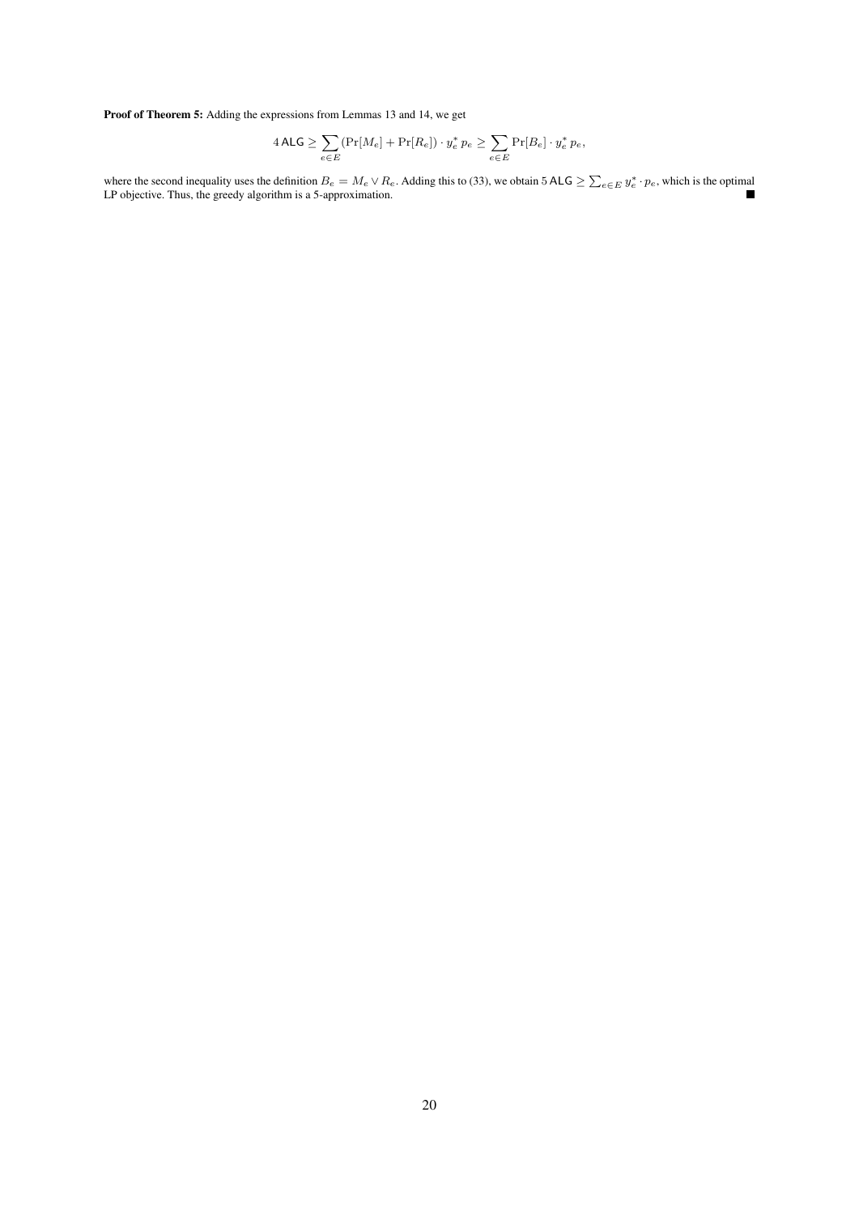**Proof of Theorem 5:** Adding the expressions from Lemmas 13 and 14, we get

$$4\,\mathsf{ALG} \geq \sum_{e \in E} (\Pr[M_e] + \Pr[R_e]) \cdot y_e^*\, p_e \geq \sum_{e \in E} \Pr[B_e] \cdot y_e^*\, p_e,$$

where the second inequality uses the definition $B_e = M_e \vee R_e$. Adding this to (33), we obtain $5\,\mathsf{ALG} \geq \sum_{e \in E} y_e^* \cdot p_e$, which is the optimal LP objective. Thus, the greedy algorithm is a 5-approximation. ■